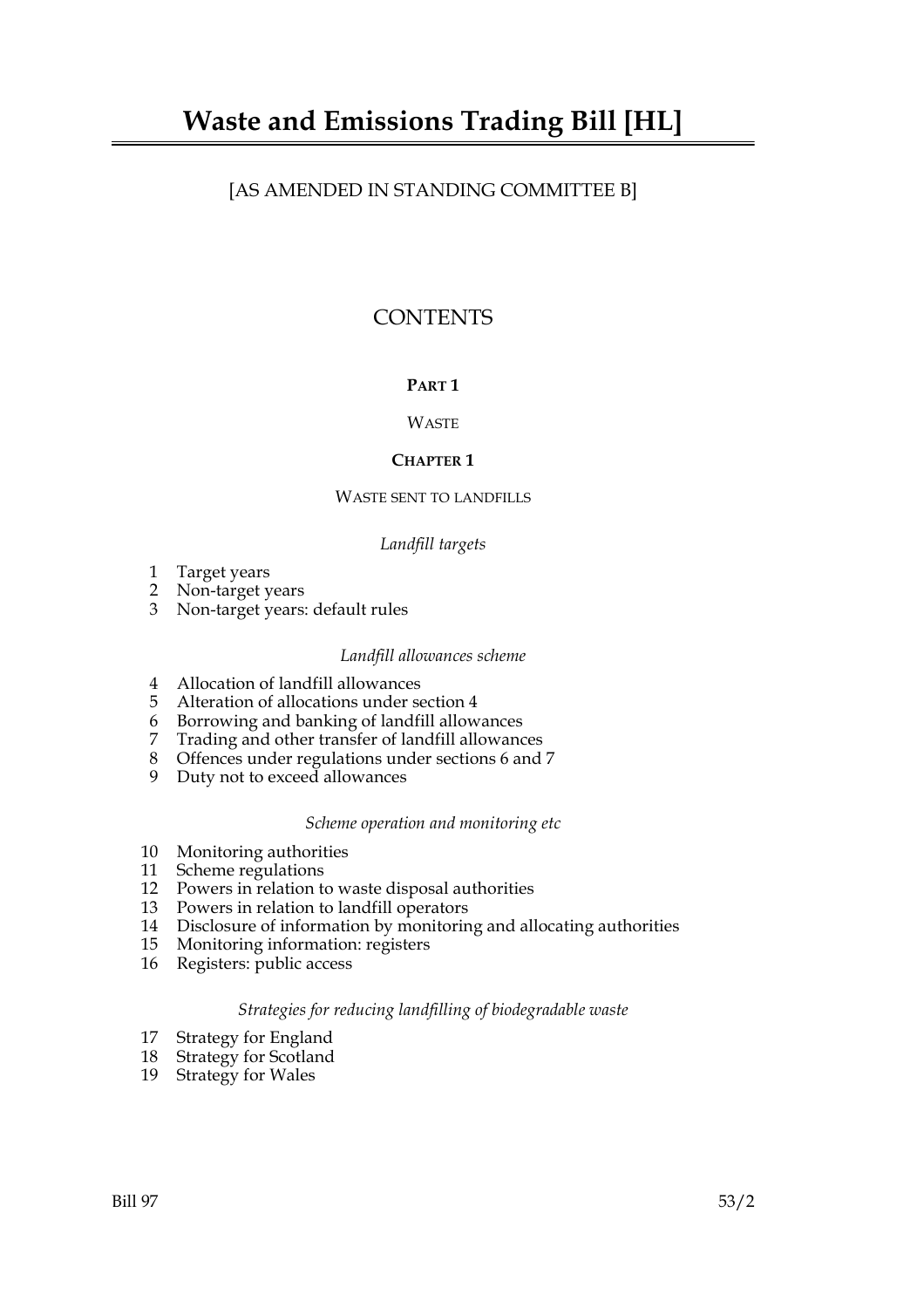# Waste and Emissions Trading Bill [HL]

[AS AMENDED IN STANDING COMMITTEE B]

## CONTENTS

### PART 1

WASTE

### CHAPTER 1

WASTE SENT TO LANDFILLS

*Landfill targets*

1 Target years
2 Non-target years
3 Non-target years: default rules

*Landfill allowances scheme*

4 Allocation of landfill allowances
5 Alteration of allocations under section 4
6 Borrowing and banking of landfill allowances
7 Trading and other transfer of landfill allowances
8 Offences under regulations under sections 6 and 7
9 Duty not to exceed allowances

*Scheme operation and monitoring etc*

10 Monitoring authorities
11 Scheme regulations
12 Powers in relation to waste disposal authorities
13 Powers in relation to landfill operators
14 Disclosure of information by monitoring and allocating authorities
15 Monitoring information: registers
16 Registers: public access

*Strategies for reducing landfilling of biodegradable waste*

17 Strategy for England
18 Strategy for Scotland
19 Strategy for Wales

Bill 97 53/2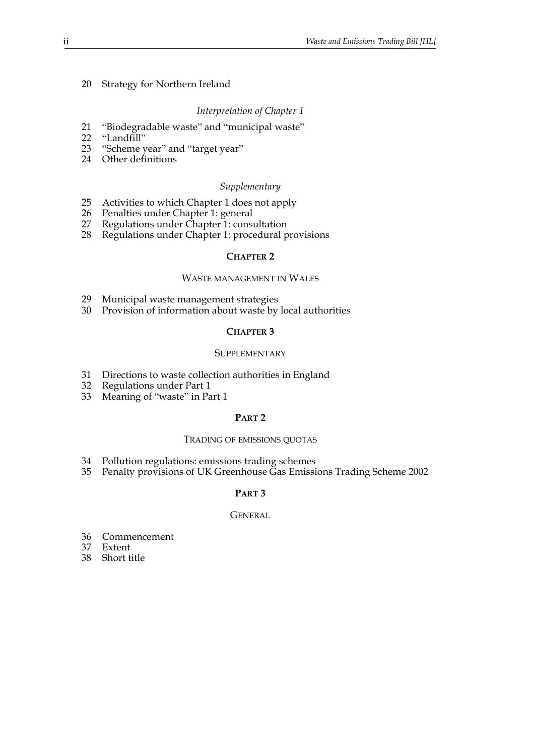20 Strategy for Northern Ireland

*Interpretation of Chapter 1*

21 "Biodegradable waste" and "municipal waste"
22 "Landfill"
23 "Scheme year" and "target year"
24 Other definitions

*Supplementary*

25 Activities to which Chapter 1 does not apply
26 Penalties under Chapter 1: general
27 Regulations under Chapter 1: consultation
28 Regulations under Chapter 1: procedural provisions

## CHAPTER 2

### WASTE MANAGEMENT IN WALES

29 Municipal waste management strategies
30 Provision of information about waste by local authorities

## CHAPTER 3

### SUPPLEMENTARY

31 Directions to waste collection authorities in England
32 Regulations under Part 1
33 Meaning of "waste" in Part 1

## PART 2

### TRADING OF EMISSIONS QUOTAS

34 Pollution regulations: emissions trading schemes
35 Penalty provisions of UK Greenhouse Gas Emissions Trading Scheme 2002

## PART 3

### GENERAL

36 Commencement
37 Extent
38 Short title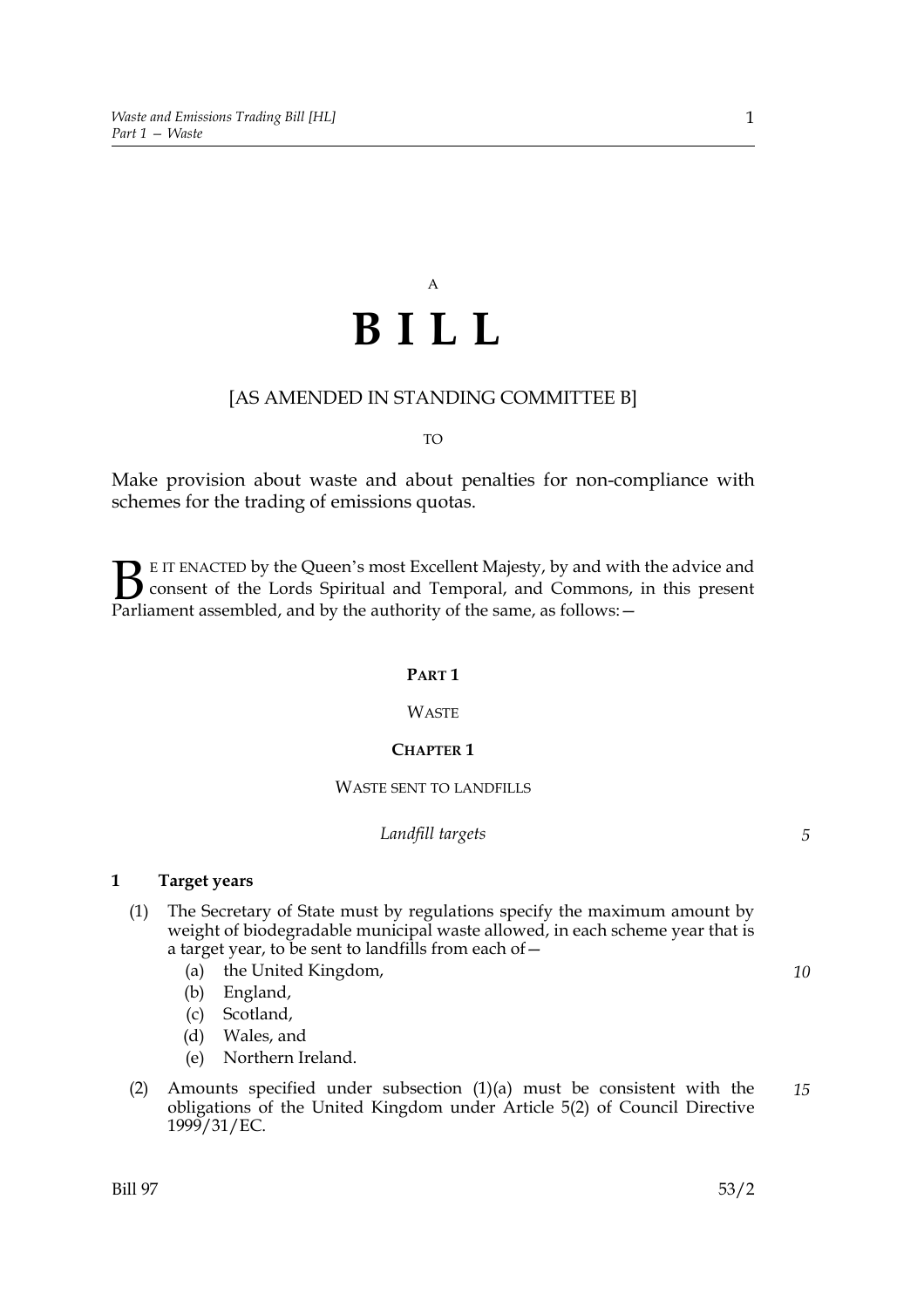A

# B I L L

[AS AMENDED IN STANDING COMMITTEE B]

TO

Make provision about waste and about penalties for non-compliance with schemes for the trading of emissions quotas.

BE IT ENACTED by the Queen's most Excellent Majesty, by and with the advice and consent of the Lords Spiritual and Temporal, and Commons, in this present Parliament assembled, and by the authority of the same, as follows:—

## PART 1

## WASTE

### CHAPTER 1

### WASTE SENT TO LANDFILLS

*Landfill targets*

**1 Target years**

(1) The Secretary of State must by regulations specify the maximum amount by weight of biodegradable municipal waste allowed, in each scheme year that is a target year, to be sent to landfills from each of—

(a) the United Kingdom,

(b) England,

(c) Scotland,

(d) Wales, and

(e) Northern Ireland.

(2) Amounts specified under subsection (1)(a) must be consistent with the obligations of the United Kingdom under Article 5(2) of Council Directive 1999/31/EC.

Bill 97 53/2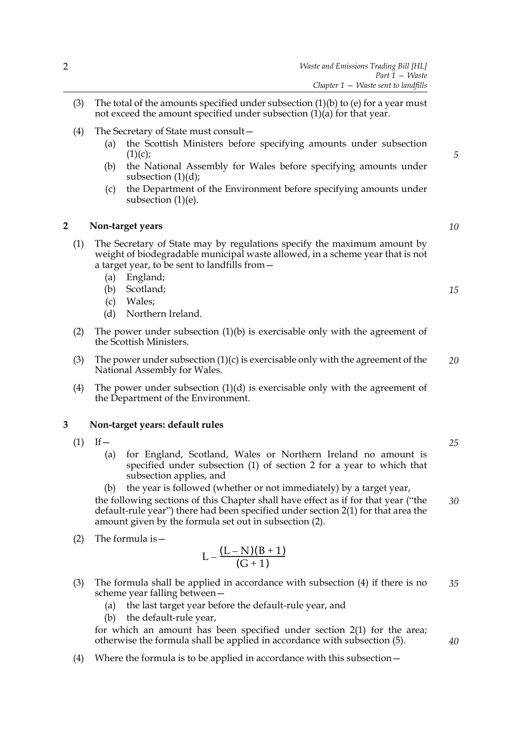(3) The total of the amounts specified under subsection (1)(b) to (e) for a year must not exceed the amount specified under subsection (1)(a) for that year.

(4) The Secretary of State must consult—

- (a) the Scottish Ministers before specifying amounts under subsection (1)(c);
- (b) the National Assembly for Wales before specifying amounts under subsection (1)(d);
- (c) the Department of the Environment before specifying amounts under subsection (1)(e).

## 2 Non-target years

(1) The Secretary of State may by regulations specify the maximum amount by weight of biodegradable municipal waste allowed, in a scheme year that is not a target year, to be sent to landfills from—

- (a) England;
- (b) Scotland;
- (c) Wales;
- (d) Northern Ireland.

(2) The power under subsection (1)(b) is exercisable only with the agreement of the Scottish Ministers.

(3) The power under subsection (1)(c) is exercisable only with the agreement of the National Assembly for Wales.

(4) The power under subsection (1)(d) is exercisable only with the agreement of the Department of the Environment.

## 3 Non-target years: default rules

(1) If—

- (a) for England, Scotland, Wales or Northern Ireland no amount is specified under subsection (1) of section 2 for a year to which that subsection applies, and
- (b) the year is followed (whether or not immediately) by a target year,

the following sections of this Chapter shall have effect as if for that year ("the default-rule year") there had been specified under section 2(1) for that area the amount given by the formula set out in subsection (2).

(2) The formula is—

$$L - \frac{(L - N)(B + 1)}{(G + 1)}$$

(3) The formula shall be applied in accordance with subsection (4) if there is no scheme year falling between—

- (a) the last target year before the default-rule year, and
- (b) the default-rule year,

for which an amount has been specified under section 2(1) for the area; otherwise the formula shall be applied in accordance with subsection (5).

(4) Where the formula is to be applied in accordance with this subsection—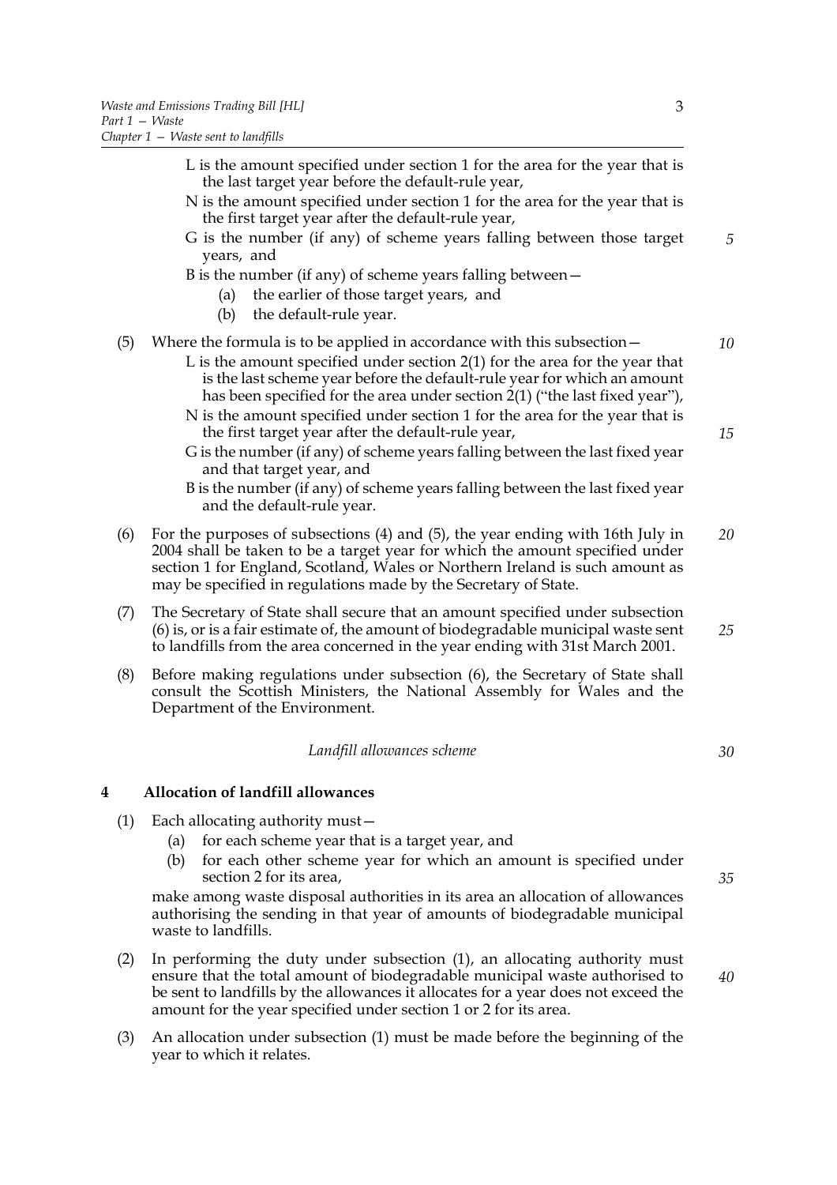L is the amount specified under section 1 for the area for the year that is the last target year before the default-rule year,

N is the amount specified under section 1 for the area for the year that is the first target year after the default-rule year,

G is the number (if any) of scheme years falling between those target years, and

B is the number (if any) of scheme years falling between—

(a) the earlier of those target years, and

(b) the default-rule year.

(5) Where the formula is to be applied in accordance with this subsection—

L is the amount specified under section 2(1) for the area for the year that is the last scheme year before the default-rule year for which an amount has been specified for the area under section 2(1) ("the last fixed year"),

N is the amount specified under section 1 for the area for the year that is the first target year after the default-rule year,

G is the number (if any) of scheme years falling between the last fixed year and that target year, and

B is the number (if any) of scheme years falling between the last fixed year and the default-rule year.

(6) For the purposes of subsections (4) and (5), the year ending with 16th July in 2004 shall be taken to be a target year for which the amount specified under section 1 for England, Scotland, Wales or Northern Ireland is such amount as may be specified in regulations made by the Secretary of State.

(7) The Secretary of State shall secure that an amount specified under subsection (6) is, or is a fair estimate of, the amount of biodegradable municipal waste sent to landfills from the area concerned in the year ending with 31st March 2001.

(8) Before making regulations under subsection (6), the Secretary of State shall consult the Scottish Ministers, the National Assembly for Wales and the Department of the Environment.

*Landfill allowances scheme*

## 4 Allocation of landfill allowances

(1) Each allocating authority must—

(a) for each scheme year that is a target year, and

(b) for each other scheme year for which an amount is specified under section 2 for its area,

make among waste disposal authorities in its area an allocation of allowances authorising the sending in that year of amounts of biodegradable municipal waste to landfills.

(2) In performing the duty under subsection (1), an allocating authority must ensure that the total amount of biodegradable municipal waste authorised to be sent to landfills by the allowances it allocates for a year does not exceed the amount for the year specified under section 1 or 2 for its area.

(3) An allocation under subsection (1) must be made before the beginning of the year to which it relates.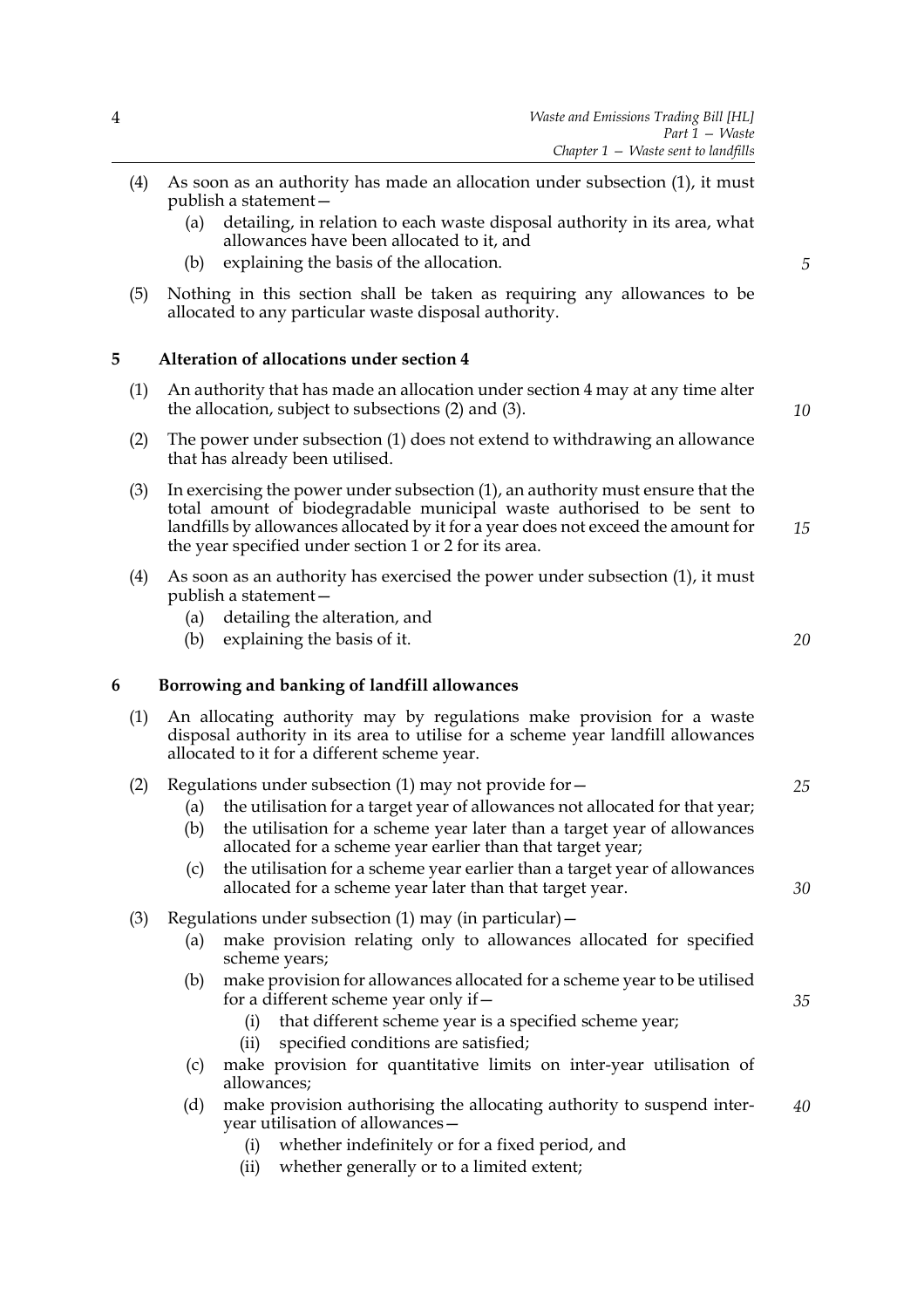(4) As soon as an authority has made an allocation under subsection (1), it must publish a statement—

  (a) detailing, in relation to each waste disposal authority in its area, what allowances have been allocated to it, and

  (b) explaining the basis of the allocation.

(5) Nothing in this section shall be taken as requiring any allowances to be allocated to any particular waste disposal authority.

### 5 Alteration of allocations under section 4

(1) An authority that has made an allocation under section 4 may at any time alter the allocation, subject to subsections (2) and (3).

(2) The power under subsection (1) does not extend to withdrawing an allowance that has already been utilised.

(3) In exercising the power under subsection (1), an authority must ensure that the total amount of biodegradable municipal waste authorised to be sent to landfills by allowances allocated by it for a year does not exceed the amount for the year specified under section 1 or 2 for its area.

(4) As soon as an authority has exercised the power under subsection (1), it must publish a statement—

  (a) detailing the alteration, and

  (b) explaining the basis of it.

### 6 Borrowing and banking of landfill allowances

(1) An allocating authority may by regulations make provision for a waste disposal authority in its area to utilise for a scheme year landfill allowances allocated to it for a different scheme year.

(2) Regulations under subsection (1) may not provide for—

  (a) the utilisation for a target year of allowances not allocated for that year;

  (b) the utilisation for a scheme year later than a target year of allowances allocated for a scheme year earlier than that target year;

  (c) the utilisation for a scheme year earlier than a target year of allowances allocated for a scheme year later than that target year.

(3) Regulations under subsection (1) may (in particular)—

  (a) make provision relating only to allowances allocated for specified scheme years;

  (b) make provision for allowances allocated for a scheme year to be utilised for a different scheme year only if—

    (i) that different scheme year is a specified scheme year;

    (ii) specified conditions are satisfied;

  (c) make provision for quantitative limits on inter-year utilisation of allowances;

  (d) make provision authorising the allocating authority to suspend inter-year utilisation of allowances—

    (i) whether indefinitely or for a fixed period, and

    (ii) whether generally or to a limited extent;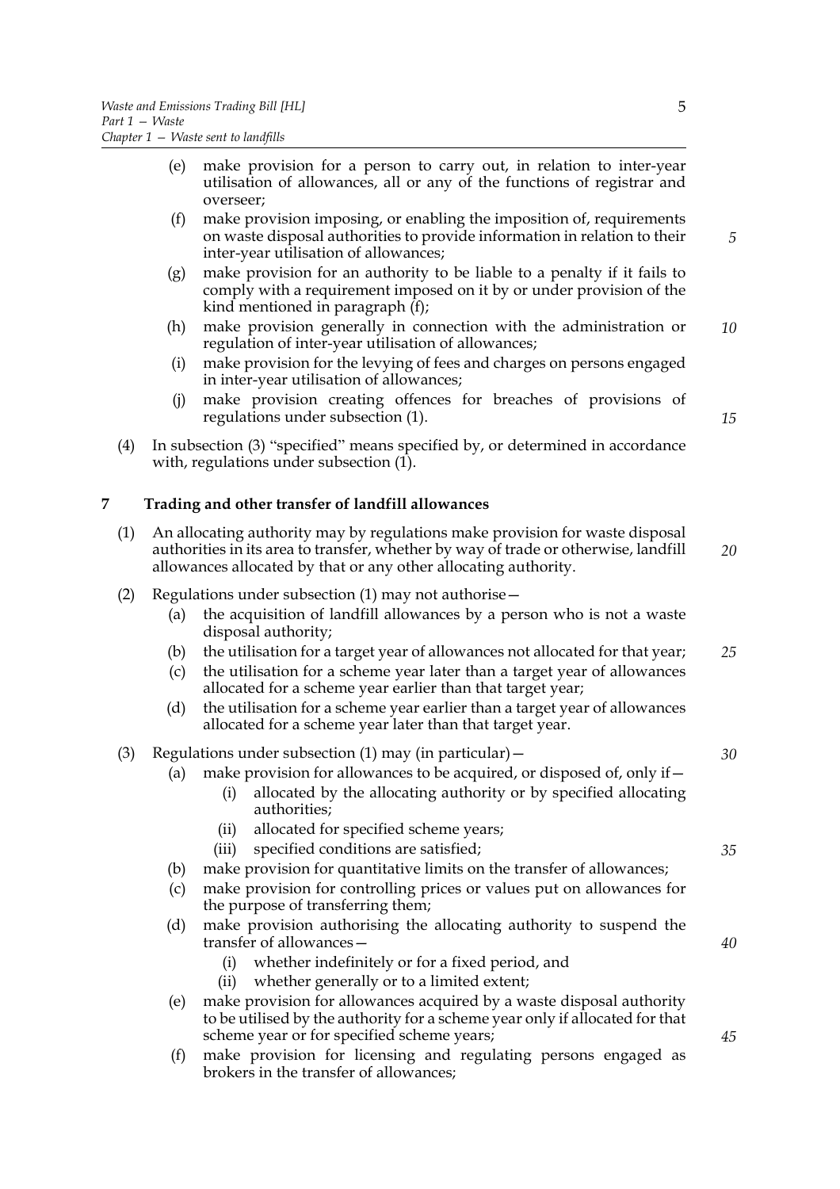(e) make provision for a person to carry out, in relation to inter-year utilisation of allowances, all or any of the functions of registrar and overseer;

(f) make provision imposing, or enabling the imposition of, requirements on waste disposal authorities to provide information in relation to their inter-year utilisation of allowances;

(g) make provision for an authority to be liable to a penalty if it fails to comply with a requirement imposed on it by or under provision of the kind mentioned in paragraph (f);

(h) make provision generally in connection with the administration or regulation of inter-year utilisation of allowances;

(i) make provision for the levying of fees and charges on persons engaged in inter-year utilisation of allowances;

(j) make provision creating offences for breaches of provisions of regulations under subsection (1).

(4) In subsection (3) "specified" means specified by, or determined in accordance with, regulations under subsection (1).

## 7 Trading and other transfer of landfill allowances

(1) An allocating authority may by regulations make provision for waste disposal authorities in its area to transfer, whether by way of trade or otherwise, landfill allowances allocated by that or any other allocating authority.

(2) Regulations under subsection (1) may not authorise—

(a) the acquisition of landfill allowances by a person who is not a waste disposal authority;

(b) the utilisation for a target year of allowances not allocated for that year;

(c) the utilisation for a scheme year later than a target year of allowances allocated for a scheme year earlier than that target year;

(d) the utilisation for a scheme year earlier than a target year of allowances allocated for a scheme year later than that target year.

(3) Regulations under subsection (1) may (in particular)—

(a) make provision for allowances to be acquired, or disposed of, only if—

(i) allocated by the allocating authority or by specified allocating authorities;

(ii) allocated for specified scheme years;

(iii) specified conditions are satisfied;

(b) make provision for quantitative limits on the transfer of allowances;

(c) make provision for controlling prices or values put on allowances for the purpose of transferring them;

(d) make provision authorising the allocating authority to suspend the transfer of allowances—

(i) whether indefinitely or for a fixed period, and

(ii) whether generally or to a limited extent;

(e) make provision for allowances acquired by a waste disposal authority to be utilised by the authority for a scheme year only if allocated for that scheme year or for specified scheme years;

(f) make provision for licensing and regulating persons engaged as brokers in the transfer of allowances;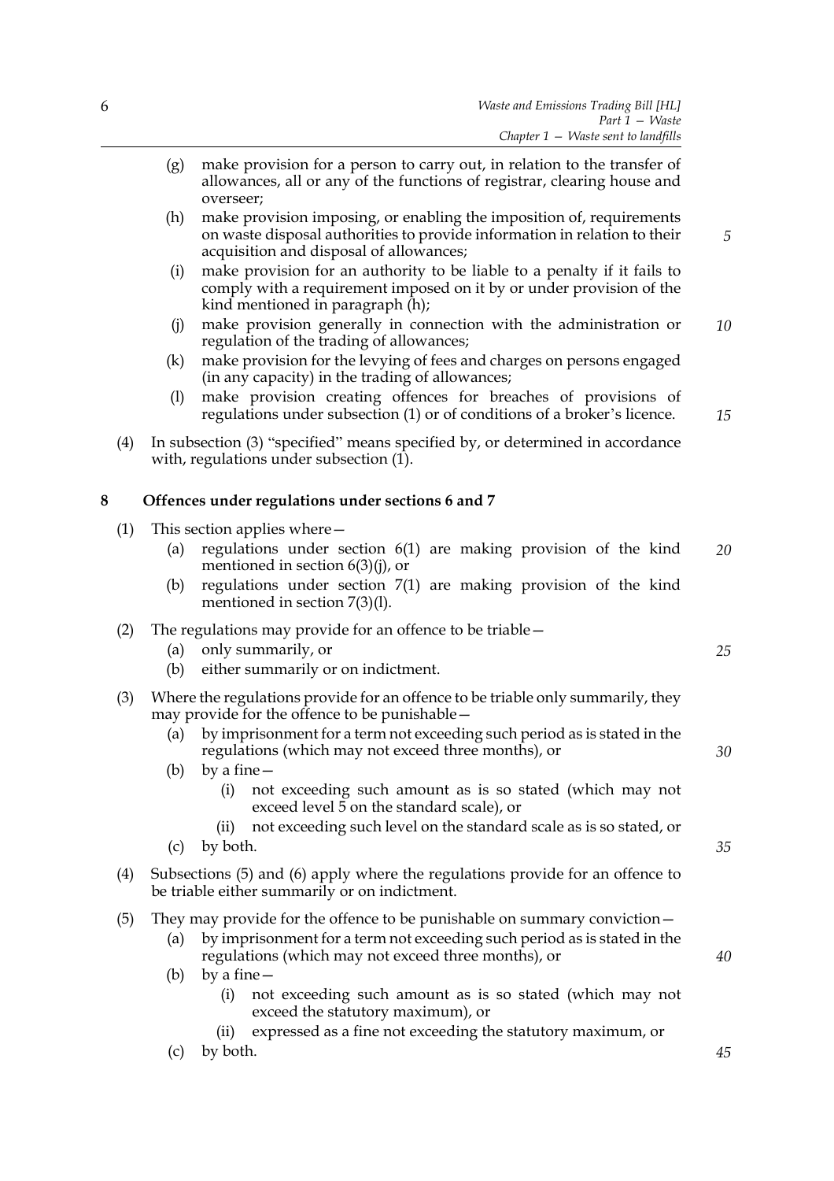(g) make provision for a person to carry out, in relation to the transfer of allowances, all or any of the functions of registrar, clearing house and overseer;

(h) make provision imposing, or enabling the imposition of, requirements on waste disposal authorities to provide information in relation to their acquisition and disposal of allowances;

(i) make provision for an authority to be liable to a penalty if it fails to comply with a requirement imposed on it by or under provision of the kind mentioned in paragraph (h);

(j) make provision generally in connection with the administration or regulation of the trading of allowances;

(k) make provision for the levying of fees and charges on persons engaged (in any capacity) in the trading of allowances;

(l) make provision creating offences for breaches of provisions of regulations under subsection (1) or of conditions of a broker's licence.

(4) In subsection (3) "specified" means specified by, or determined in accordance with, regulations under subsection (1).

## 8 Offences under regulations under sections 6 and 7

(1) This section applies where—

(a) regulations under section 6(1) are making provision of the kind mentioned in section 6(3)(j), or

(b) regulations under section 7(1) are making provision of the kind mentioned in section 7(3)(l).

(2) The regulations may provide for an offence to be triable—

(a) only summarily, or

(b) either summarily or on indictment.

(3) Where the regulations provide for an offence to be triable only summarily, they may provide for the offence to be punishable—

(a) by imprisonment for a term not exceeding such period as is stated in the regulations (which may not exceed three months), or

(b) by a fine—

(i) not exceeding such amount as is so stated (which may not exceed level 5 on the standard scale), or

(ii) not exceeding such level on the standard scale as is so stated, or

(c) by both.

(4) Subsections (5) and (6) apply where the regulations provide for an offence to be triable either summarily or on indictment.

(5) They may provide for the offence to be punishable on summary conviction—

(a) by imprisonment for a term not exceeding such period as is stated in the regulations (which may not exceed three months), or

(b) by a fine—

(i) not exceeding such amount as is so stated (which may not exceed the statutory maximum), or

(ii) expressed as a fine not exceeding the statutory maximum, or

(c) by both.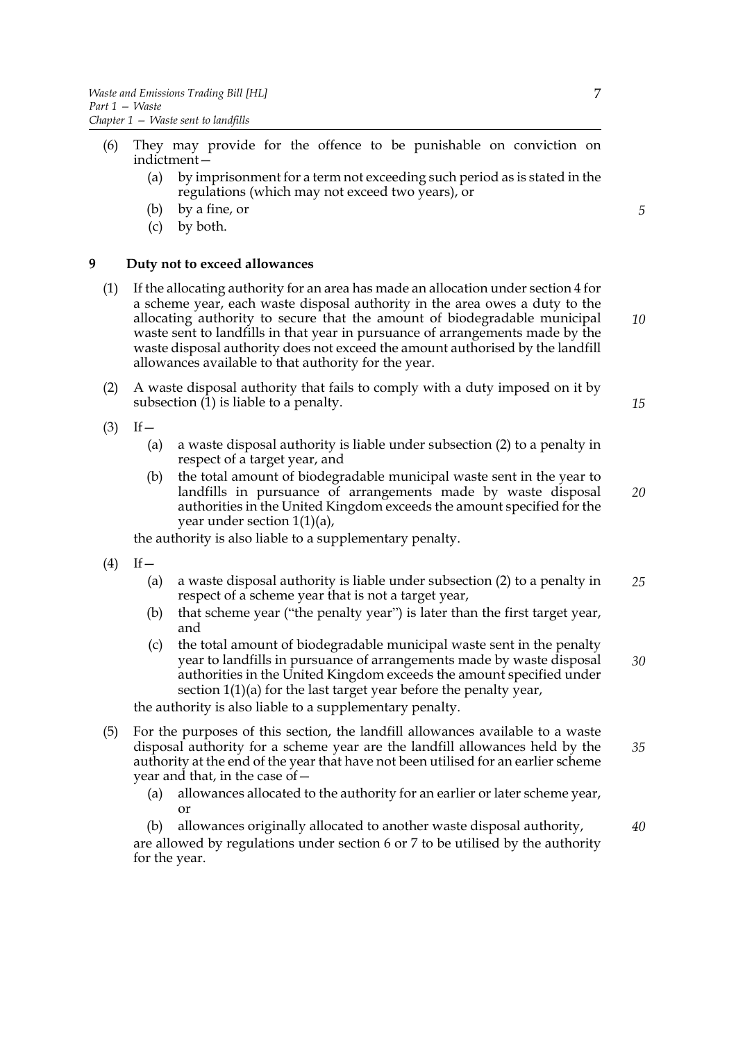(6) They may provide for the offence to be punishable on conviction on indictment—

(a) by imprisonment for a term not exceeding such period as is stated in the regulations (which may not exceed two years), or

(b) by a fine, or

(c) by both.

### 9 Duty not to exceed allowances

(1) If the allocating authority for an area has made an allocation under section 4 for a scheme year, each waste disposal authority in the area owes a duty to the allocating authority to secure that the amount of biodegradable municipal waste sent to landfills in that year in pursuance of arrangements made by the waste disposal authority does not exceed the amount authorised by the landfill allowances available to that authority for the year.

(2) A waste disposal authority that fails to comply with a duty imposed on it by subsection (1) is liable to a penalty.

(3) If—

(a) a waste disposal authority is liable under subsection (2) to a penalty in respect of a target year, and

(b) the total amount of biodegradable municipal waste sent in the year to landfills in pursuance of arrangements made by waste disposal authorities in the United Kingdom exceeds the amount specified for the year under section 1(1)(a),

the authority is also liable to a supplementary penalty.

(4) If—

(a) a waste disposal authority is liable under subsection (2) to a penalty in respect of a scheme year that is not a target year,

(b) that scheme year ("the penalty year") is later than the first target year, and

(c) the total amount of biodegradable municipal waste sent in the penalty year to landfills in pursuance of arrangements made by waste disposal authorities in the United Kingdom exceeds the amount specified under section 1(1)(a) for the last target year before the penalty year,

the authority is also liable to a supplementary penalty.

(5) For the purposes of this section, the landfill allowances available to a waste disposal authority for a scheme year are the landfill allowances held by the authority at the end of the year that have not been utilised for an earlier scheme year and that, in the case of—

(a) allowances allocated to the authority for an earlier or later scheme year, or

(b) allowances originally allocated to another waste disposal authority,

are allowed by regulations under section 6 or 7 to be utilised by the authority for the year.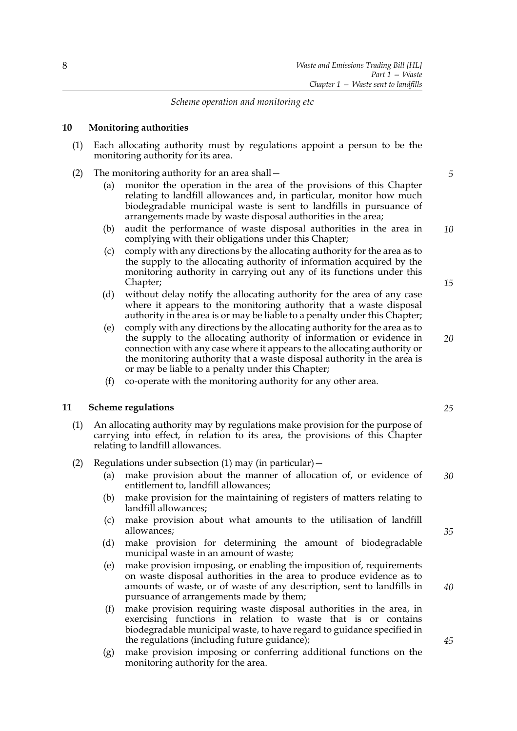*Scheme operation and monitoring etc*

### 10 Monitoring authorities

(1) Each allocating authority must by regulations appoint a person to be the monitoring authority for its area.

(2) The monitoring authority for an area shall—

- (a) monitor the operation in the area of the provisions of this Chapter relating to landfill allowances and, in particular, monitor how much biodegradable municipal waste is sent to landfills in pursuance of arrangements made by waste disposal authorities in the area;
- (b) audit the performance of waste disposal authorities in the area in complying with their obligations under this Chapter;
- (c) comply with any directions by the allocating authority for the area as to the supply to the allocating authority of information acquired by the monitoring authority in carrying out any of its functions under this Chapter;
- (d) without delay notify the allocating authority for the area of any case where it appears to the monitoring authority that a waste disposal authority in the area is or may be liable to a penalty under this Chapter;
- (e) comply with any directions by the allocating authority for the area as to the supply to the allocating authority of information or evidence in connection with any case where it appears to the allocating authority or the monitoring authority that a waste disposal authority in the area is or may be liable to a penalty under this Chapter;
- (f) co-operate with the monitoring authority for any other area.

### 11 Scheme regulations

(1) An allocating authority may by regulations make provision for the purpose of carrying into effect, in relation to its area, the provisions of this Chapter relating to landfill allowances.

(2) Regulations under subsection (1) may (in particular)—

- (a) make provision about the manner of allocation of, or evidence of entitlement to, landfill allowances;
- (b) make provision for the maintaining of registers of matters relating to landfill allowances;
- (c) make provision about what amounts to the utilisation of landfill allowances;
- (d) make provision for determining the amount of biodegradable municipal waste in an amount of waste;
- (e) make provision imposing, or enabling the imposition of, requirements on waste disposal authorities in the area to produce evidence as to amounts of waste, or of waste of any description, sent to landfills in pursuance of arrangements made by them;
- (f) make provision requiring waste disposal authorities in the area, in exercising functions in relation to waste that is or contains biodegradable municipal waste, to have regard to guidance specified in the regulations (including future guidance);
- (g) make provision imposing or conferring additional functions on the monitoring authority for the area.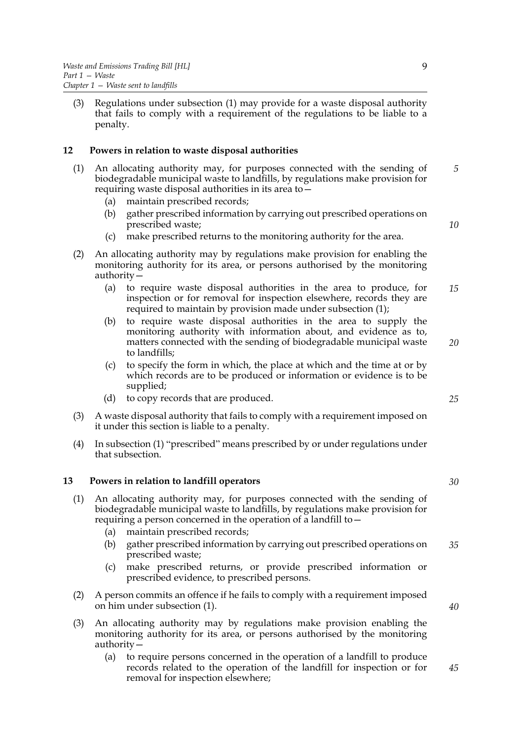(3) Regulations under subsection (1) may provide for a waste disposal authority that fails to comply with a requirement of the regulations to be liable to a penalty.

## 12 Powers in relation to waste disposal authorities

(1) An allocating authority may, for purposes connected with the sending of biodegradable municipal waste to landfills, by regulations make provision for requiring waste disposal authorities in its area to—

- (a) maintain prescribed records;
- (b) gather prescribed information by carrying out prescribed operations on prescribed waste;
- (c) make prescribed returns to the monitoring authority for the area.

(2) An allocating authority may by regulations make provision for enabling the monitoring authority for its area, or persons authorised by the monitoring authority—

- (a) to require waste disposal authorities in the area to produce, for inspection or for removal for inspection elsewhere, records they are required to maintain by provision made under subsection (1);
- (b) to require waste disposal authorities in the area to supply the monitoring authority with information about, and evidence as to, matters connected with the sending of biodegradable municipal waste to landfills;
- (c) to specify the form in which, the place at which and the time at or by which records are to be produced or information or evidence is to be supplied;
- (d) to copy records that are produced.

(3) A waste disposal authority that fails to comply with a requirement imposed on it under this section is liable to a penalty.

(4) In subsection (1) "prescribed" means prescribed by or under regulations under that subsection.

## 13 Powers in relation to landfill operators

(1) An allocating authority may, for purposes connected with the sending of biodegradable municipal waste to landfills, by regulations make provision for requiring a person concerned in the operation of a landfill to—

- (a) maintain prescribed records;
- (b) gather prescribed information by carrying out prescribed operations on prescribed waste;
- (c) make prescribed returns, or provide prescribed information or prescribed evidence, to prescribed persons.

(2) A person commits an offence if he fails to comply with a requirement imposed on him under subsection (1).

(3) An allocating authority may by regulations make provision enabling the monitoring authority for its area, or persons authorised by the monitoring authority—

- (a) to require persons concerned in the operation of a landfill to produce records related to the operation of the landfill for inspection or for removal for inspection elsewhere;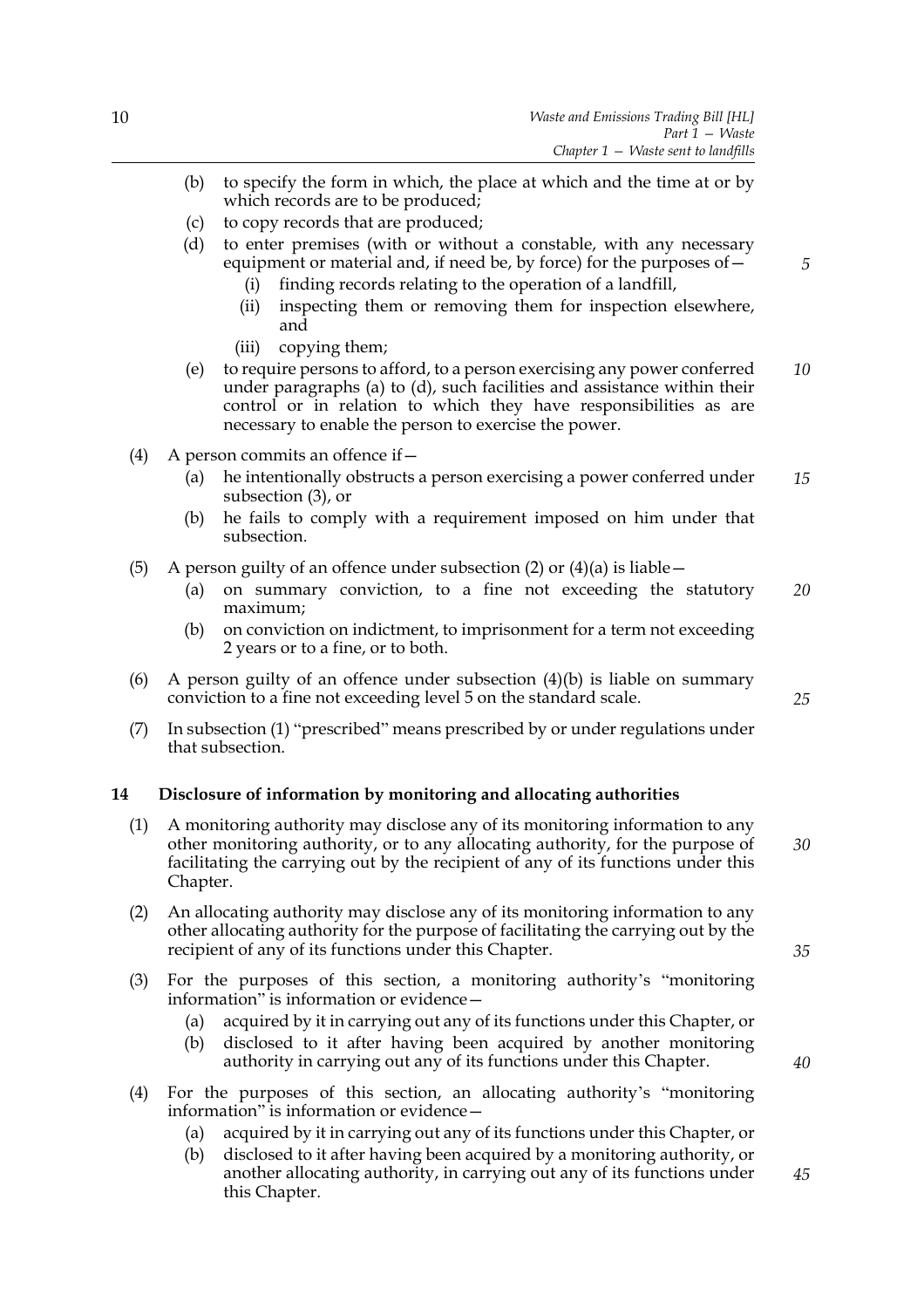(b) to specify the form in which, the place at which and the time at or by which records are to be produced;

(c) to copy records that are produced;

(d) to enter premises (with or without a constable, with any necessary equipment or material and, if need be, by force) for the purposes of—

(i) finding records relating to the operation of a landfill,

(ii) inspecting them or removing them for inspection elsewhere, and

(iii) copying them;

(e) to require persons to afford, to a person exercising any power conferred under paragraphs (a) to (d), such facilities and assistance within their control or in relation to which they have responsibilities as are necessary to enable the person to exercise the power.

(4) A person commits an offence if—

(a) he intentionally obstructs a person exercising a power conferred under subsection (3), or

(b) he fails to comply with a requirement imposed on him under that subsection.

(5) A person guilty of an offence under subsection (2) or (4)(a) is liable—

(a) on summary conviction, to a fine not exceeding the statutory maximum;

(b) on conviction on indictment, to imprisonment for a term not exceeding 2 years or to a fine, or to both.

(6) A person guilty of an offence under subsection (4)(b) is liable on summary conviction to a fine not exceeding level 5 on the standard scale.

(7) In subsection (1) "prescribed" means prescribed by or under regulations under that subsection.

## 14 Disclosure of information by monitoring and allocating authorities

(1) A monitoring authority may disclose any of its monitoring information to any other monitoring authority, or to any allocating authority, for the purpose of facilitating the carrying out by the recipient of any of its functions under this Chapter.

(2) An allocating authority may disclose any of its monitoring information to any other allocating authority for the purpose of facilitating the carrying out by the recipient of any of its functions under this Chapter.

(3) For the purposes of this section, a monitoring authority's "monitoring information" is information or evidence—

(a) acquired by it in carrying out any of its functions under this Chapter, or

(b) disclosed to it after having been acquired by another monitoring authority in carrying out any of its functions under this Chapter.

(4) For the purposes of this section, an allocating authority's "monitoring information" is information or evidence—

(a) acquired by it in carrying out any of its functions under this Chapter, or

(b) disclosed to it after having been acquired by a monitoring authority, or another allocating authority, in carrying out any of its functions under this Chapter.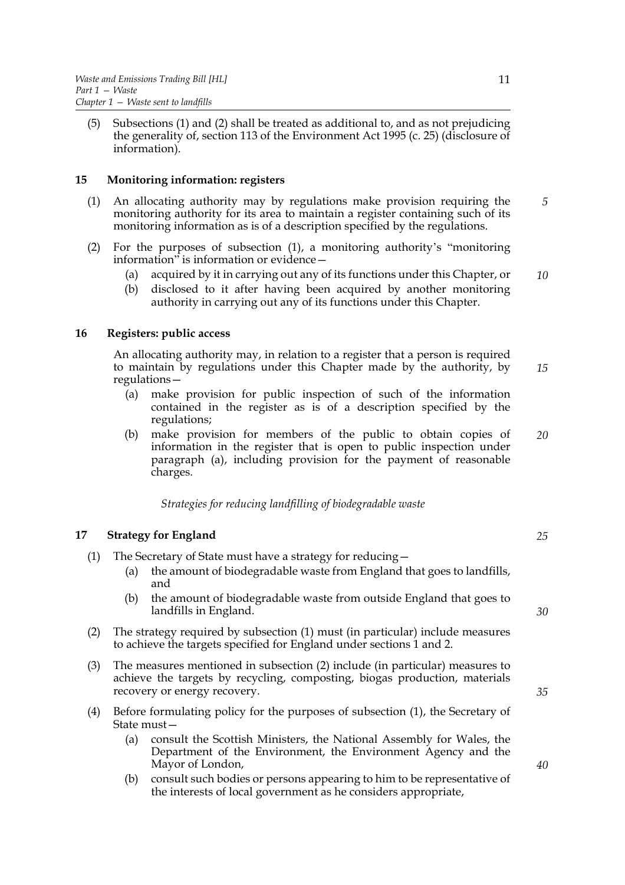(5) Subsections (1) and (2) shall be treated as additional to, and as not prejudicing the generality of, section 113 of the Environment Act 1995 (c. 25) (disclosure of information).

### 15 Monitoring information: registers

(1) An allocating authority may by regulations make provision requiring the monitoring authority for its area to maintain a register containing such of its monitoring information as is of a description specified by the regulations.

(2) For the purposes of subsection (1), a monitoring authority's "monitoring information" is information or evidence—

- (a) acquired by it in carrying out any of its functions under this Chapter, or
- (b) disclosed to it after having been acquired by another monitoring authority in carrying out any of its functions under this Chapter.

### 16 Registers: public access

An allocating authority may, in relation to a register that a person is required to maintain by regulations under this Chapter made by the authority, by regulations—

- (a) make provision for public inspection of such of the information contained in the register as is of a description specified by the regulations;
- (b) make provision for members of the public to obtain copies of information in the register that is open to public inspection under paragraph (a), including provision for the payment of reasonable charges.

*Strategies for reducing landfilling of biodegradable waste*

### 17 Strategy for England

(1) The Secretary of State must have a strategy for reducing—

- (a) the amount of biodegradable waste from England that goes to landfills, and
- (b) the amount of biodegradable waste from outside England that goes to landfills in England.

(2) The strategy required by subsection (1) must (in particular) include measures to achieve the targets specified for England under sections 1 and 2.

(3) The measures mentioned in subsection (2) include (in particular) measures to achieve the targets by recycling, composting, biogas production, materials recovery or energy recovery.

(4) Before formulating policy for the purposes of subsection (1), the Secretary of State must—

- (a) consult the Scottish Ministers, the National Assembly for Wales, the Department of the Environment, the Environment Agency and the Mayor of London,
- (b) consult such bodies or persons appearing to him to be representative of the interests of local government as he considers appropriate,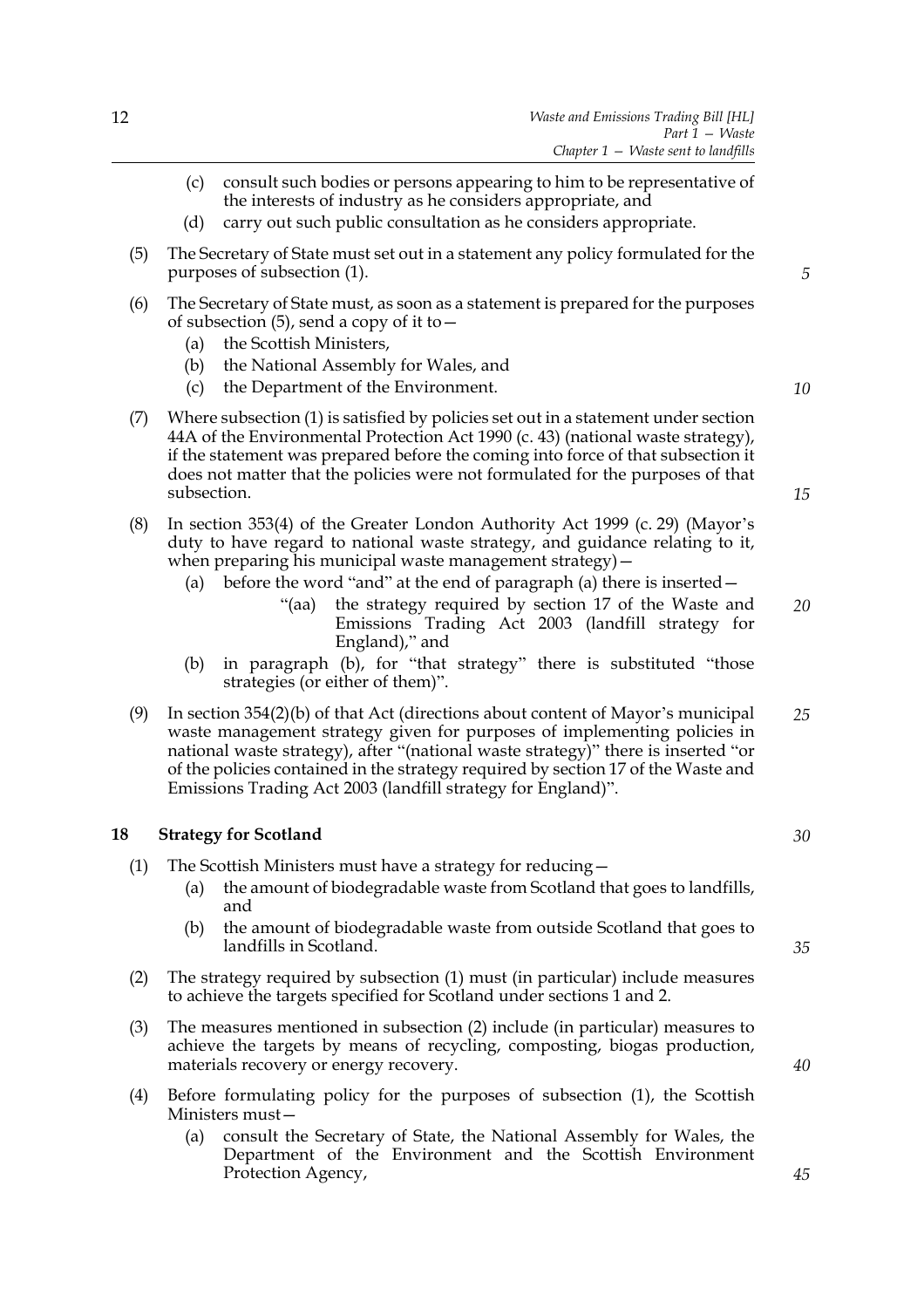(c) consult such bodies or persons appearing to him to be representative of the interests of industry as he considers appropriate, and

(d) carry out such public consultation as he considers appropriate.

(5) The Secretary of State must set out in a statement any policy formulated for the purposes of subsection (1).

(6) The Secretary of State must, as soon as a statement is prepared for the purposes of subsection (5), send a copy of it to—

(a) the Scottish Ministers,

(b) the National Assembly for Wales, and

(c) the Department of the Environment.

(7) Where subsection (1) is satisfied by policies set out in a statement under section 44A of the Environmental Protection Act 1990 (c. 43) (national waste strategy), if the statement was prepared before the coming into force of that subsection it does not matter that the policies were not formulated for the purposes of that subsection.

(8) In section 353(4) of the Greater London Authority Act 1999 (c. 29) (Mayor's duty to have regard to national waste strategy, and guidance relating to it, when preparing his municipal waste management strategy)—

(a) before the word "and" at the end of paragraph (a) there is inserted—

"(aa) the strategy required by section 17 of the Waste and Emissions Trading Act 2003 (landfill strategy for England)," and

(b) in paragraph (b), for "that strategy" there is substituted "those strategies (or either of them)".

(9) In section 354(2)(b) of that Act (directions about content of Mayor's municipal waste management strategy given for purposes of implementing policies in national waste strategy), after "(national waste strategy)" there is inserted "or of the policies contained in the strategy required by section 17 of the Waste and Emissions Trading Act 2003 (landfill strategy for England)".

### 18 Strategy for Scotland

(1) The Scottish Ministers must have a strategy for reducing—

(a) the amount of biodegradable waste from Scotland that goes to landfills, and

(b) the amount of biodegradable waste from outside Scotland that goes to landfills in Scotland.

(2) The strategy required by subsection (1) must (in particular) include measures to achieve the targets specified for Scotland under sections 1 and 2.

(3) The measures mentioned in subsection (2) include (in particular) measures to achieve the targets by means of recycling, composting, biogas production, materials recovery or energy recovery.

(4) Before formulating policy for the purposes of subsection (1), the Scottish Ministers must—

(a) consult the Secretary of State, the National Assembly for Wales, the Department of the Environment and the Scottish Environment Protection Agency,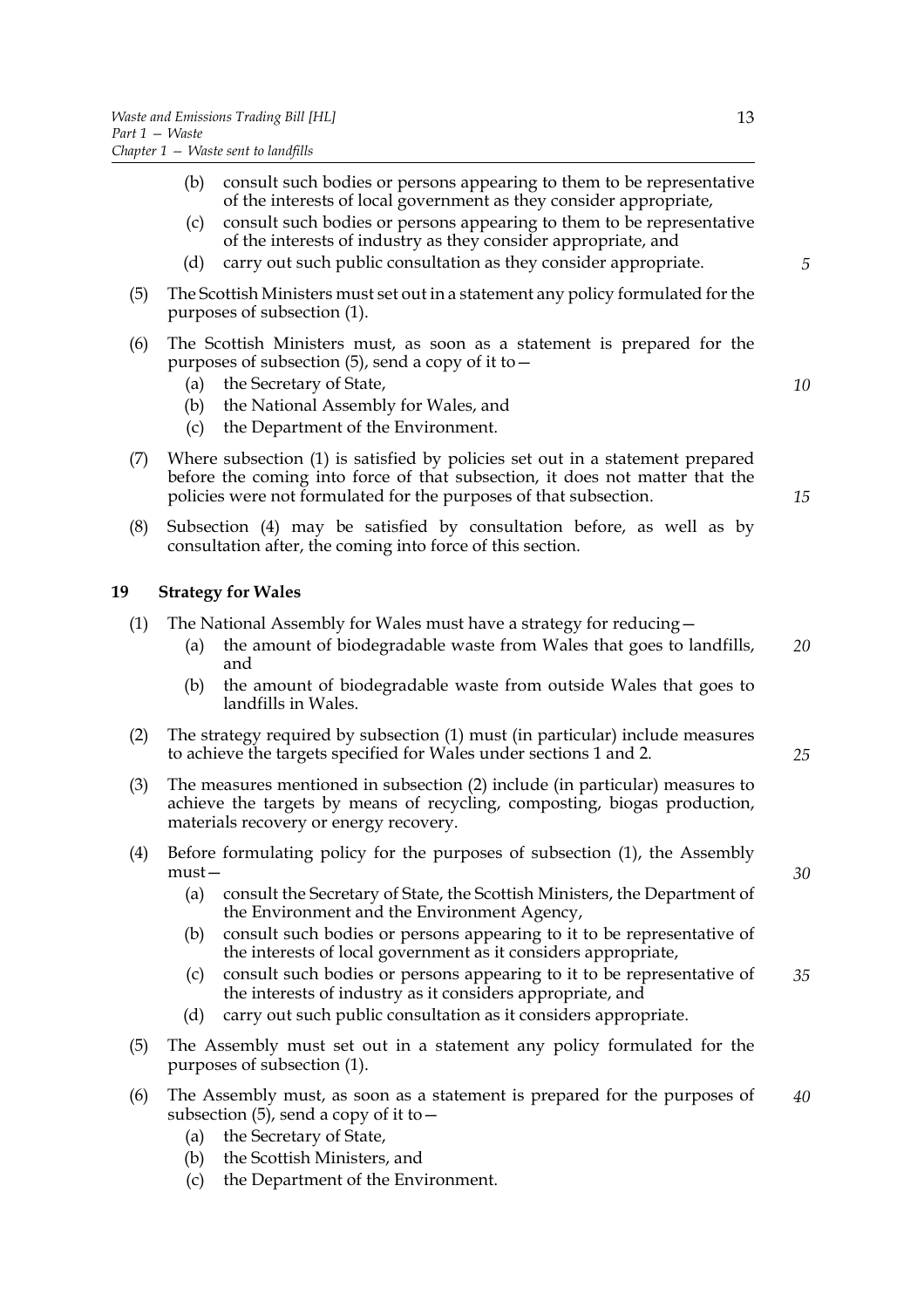(b) consult such bodies or persons appearing to them to be representative of the interests of local government as they consider appropriate,

(c) consult such bodies or persons appearing to them to be representative of the interests of industry as they consider appropriate, and

(d) carry out such public consultation as they consider appropriate.

(5) The Scottish Ministers must set out in a statement any policy formulated for the purposes of subsection (1).

(6) The Scottish Ministers must, as soon as a statement is prepared for the purposes of subsection (5), send a copy of it to—

(a) the Secretary of State,

(b) the National Assembly for Wales, and

(c) the Department of the Environment.

(7) Where subsection (1) is satisfied by policies set out in a statement prepared before the coming into force of that subsection, it does not matter that the policies were not formulated for the purposes of that subsection.

(8) Subsection (4) may be satisfied by consultation before, as well as by consultation after, the coming into force of this section.

## 19 Strategy for Wales

(1) The National Assembly for Wales must have a strategy for reducing—

(a) the amount of biodegradable waste from Wales that goes to landfills, and

(b) the amount of biodegradable waste from outside Wales that goes to landfills in Wales.

(2) The strategy required by subsection (1) must (in particular) include measures to achieve the targets specified for Wales under sections 1 and 2.

(3) The measures mentioned in subsection (2) include (in particular) measures to achieve the targets by means of recycling, composting, biogas production, materials recovery or energy recovery.

(4) Before formulating policy for the purposes of subsection (1), the Assembly must—

(a) consult the Secretary of State, the Scottish Ministers, the Department of the Environment and the Environment Agency,

(b) consult such bodies or persons appearing to it to be representative of the interests of local government as it considers appropriate,

(c) consult such bodies or persons appearing to it to be representative of the interests of industry as it considers appropriate, and

(d) carry out such public consultation as it considers appropriate.

(5) The Assembly must set out in a statement any policy formulated for the purposes of subsection (1).

(6) The Assembly must, as soon as a statement is prepared for the purposes of subsection (5), send a copy of it to—

(a) the Secretary of State,

(b) the Scottish Ministers, and

(c) the Department of the Environment.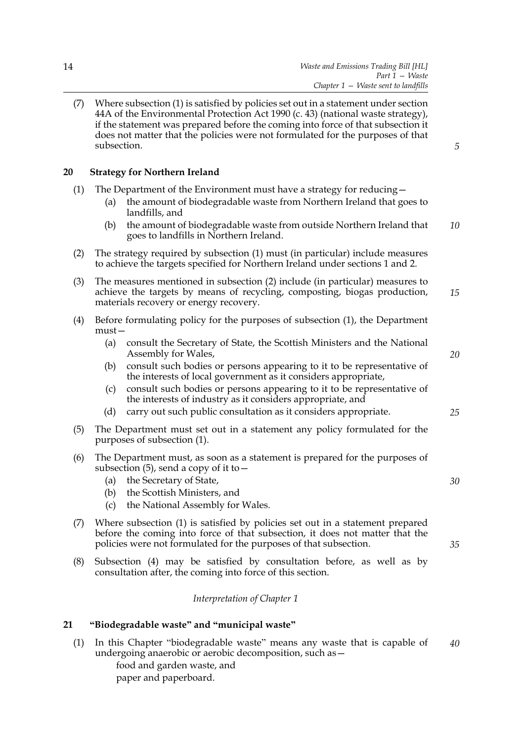(7) Where subsection (1) is satisfied by policies set out in a statement under section 44A of the Environmental Protection Act 1990 (c. 43) (national waste strategy), if the statement was prepared before the coming into force of that subsection it does not matter that the policies were not formulated for the purposes of that subsection.

## 20 Strategy for Northern Ireland

(1) The Department of the Environment must have a strategy for reducing—

- (a) the amount of biodegradable waste from Northern Ireland that goes to landfills, and
- (b) the amount of biodegradable waste from outside Northern Ireland that goes to landfills in Northern Ireland.

(2) The strategy required by subsection (1) must (in particular) include measures to achieve the targets specified for Northern Ireland under sections 1 and 2.

(3) The measures mentioned in subsection (2) include (in particular) measures to achieve the targets by means of recycling, composting, biogas production, materials recovery or energy recovery.

(4) Before formulating policy for the purposes of subsection (1), the Department must—

- (a) consult the Secretary of State, the Scottish Ministers and the National Assembly for Wales,
- (b) consult such bodies or persons appearing to it to be representative of the interests of local government as it considers appropriate,
- (c) consult such bodies or persons appearing to it to be representative of the interests of industry as it considers appropriate, and
- (d) carry out such public consultation as it considers appropriate.

(5) The Department must set out in a statement any policy formulated for the purposes of subsection (1).

(6) The Department must, as soon as a statement is prepared for the purposes of subsection (5), send a copy of it to—

- (a) the Secretary of State,
- (b) the Scottish Ministers, and
- (c) the National Assembly for Wales.

(7) Where subsection (1) is satisfied by policies set out in a statement prepared before the coming into force of that subsection, it does not matter that the policies were not formulated for the purposes of that subsection.

(8) Subsection (4) may be satisfied by consultation before, as well as by consultation after, the coming into force of this section.

*Interpretation of Chapter 1*

## 21 "Biodegradable waste" and "municipal waste"

(1) In this Chapter "biodegradable waste" means any waste that is capable of undergoing anaerobic or aerobic decomposition, such as—

food and garden waste, and
paper and paperboard.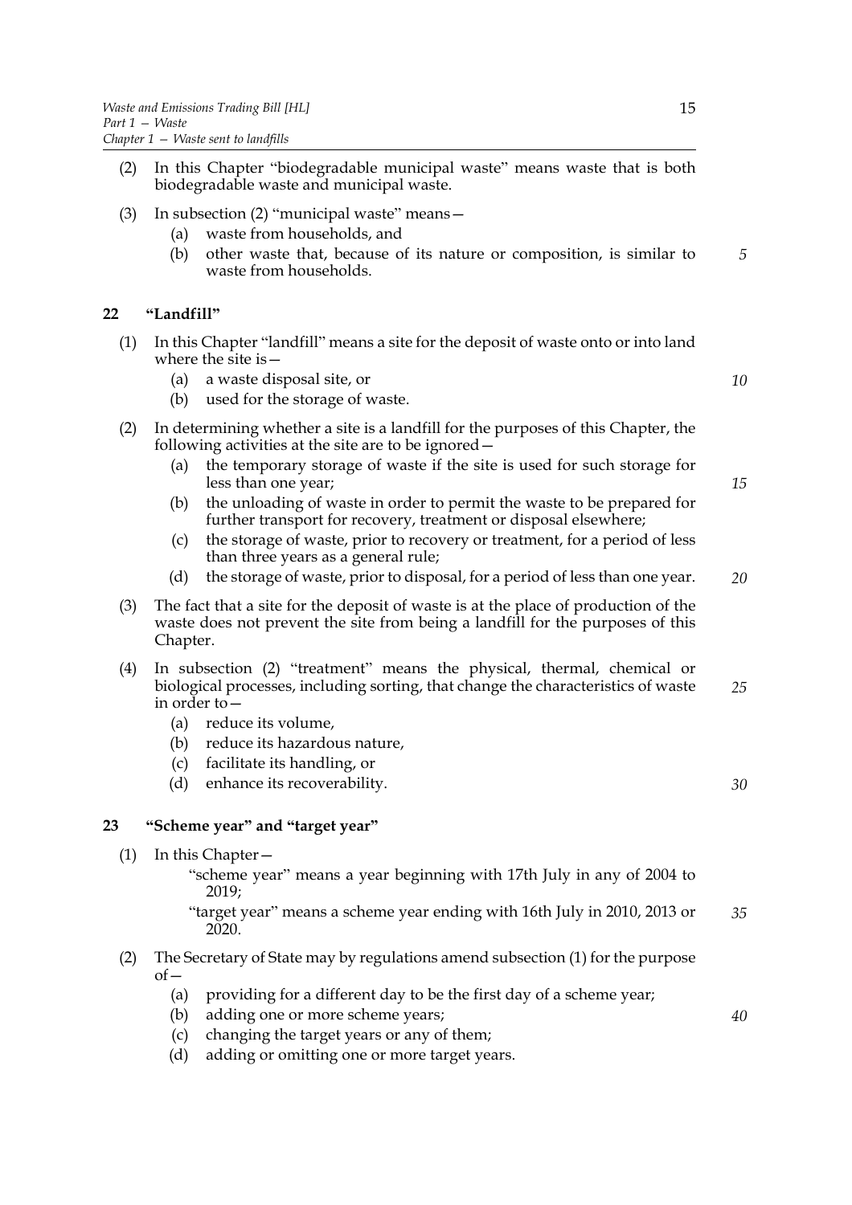(2) In this Chapter "biodegradable municipal waste" means waste that is both biodegradable waste and municipal waste.

(3) In subsection (2) "municipal waste" means—

   (a) waste from households, and

   (b) other waste that, because of its nature or composition, is similar to waste from households.

## 22 "Landfill"

(1) In this Chapter "landfill" means a site for the deposit of waste onto or into land where the site is—

   (a) a waste disposal site, or

   (b) used for the storage of waste.

(2) In determining whether a site is a landfill for the purposes of this Chapter, the following activities at the site are to be ignored—

   (a) the temporary storage of waste if the site is used for such storage for less than one year;

   (b) the unloading of waste in order to permit the waste to be prepared for further transport for recovery, treatment or disposal elsewhere;

   (c) the storage of waste, prior to recovery or treatment, for a period of less than three years as a general rule;

   (d) the storage of waste, prior to disposal, for a period of less than one year.

(3) The fact that a site for the deposit of waste is at the place of production of the waste does not prevent the site from being a landfill for the purposes of this Chapter.

(4) In subsection (2) "treatment" means the physical, thermal, chemical or biological processes, including sorting, that change the characteristics of waste in order to—

   (a) reduce its volume,

   (b) reduce its hazardous nature,

   (c) facilitate its handling, or

   (d) enhance its recoverability.

## 23 "Scheme year" and "target year"

(1) In this Chapter—

   "scheme year" means a year beginning with 17th July in any of 2004 to 2019;

   "target year" means a scheme year ending with 16th July in 2010, 2013 or 2020.

(2) The Secretary of State may by regulations amend subsection (1) for the purpose of—

   (a) providing for a different day to be the first day of a scheme year;

   (b) adding one or more scheme years;

   (c) changing the target years or any of them;

   (d) adding or omitting one or more target years.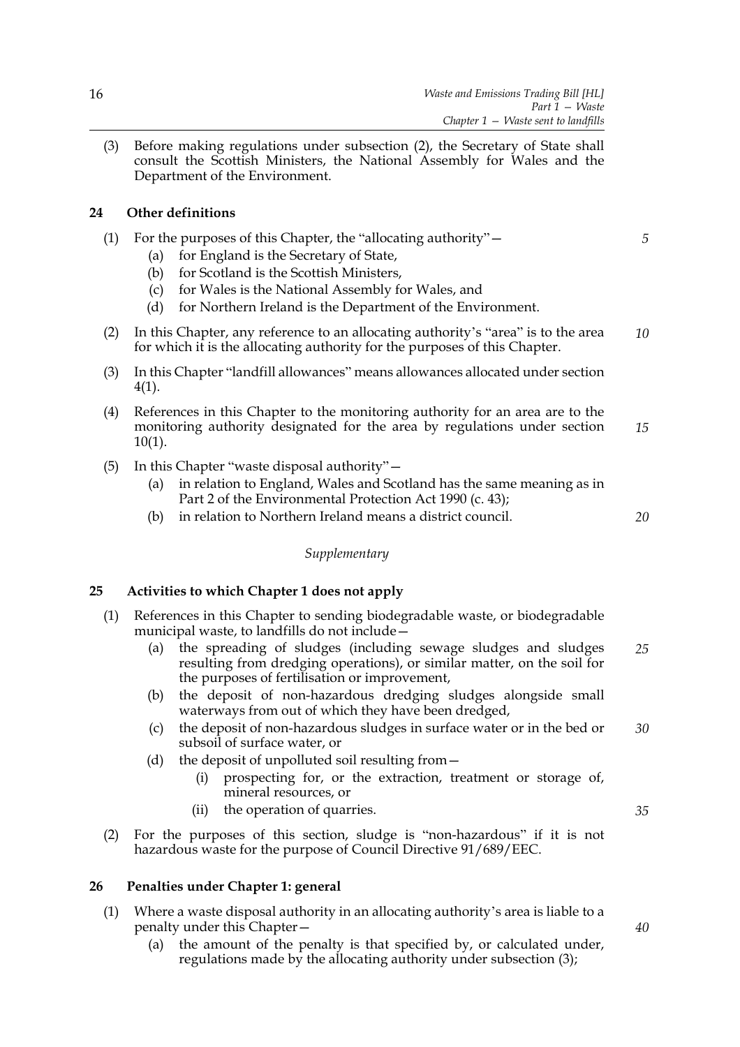(3) Before making regulations under subsection (2), the Secretary of State shall consult the Scottish Ministers, the National Assembly for Wales and the Department of the Environment.

## 24 Other definitions

(1) For the purposes of this Chapter, the "allocating authority"—

- (a) for England is the Secretary of State,
- (b) for Scotland is the Scottish Ministers,
- (c) for Wales is the National Assembly for Wales, and
- (d) for Northern Ireland is the Department of the Environment.

(2) In this Chapter, any reference to an allocating authority's "area" is to the area for which it is the allocating authority for the purposes of this Chapter.

(3) In this Chapter "landfill allowances" means allowances allocated under section 4(1).

(4) References in this Chapter to the monitoring authority for an area are to the monitoring authority designated for the area by regulations under section 10(1).

(5) In this Chapter "waste disposal authority"—

- (a) in relation to England, Wales and Scotland has the same meaning as in Part 2 of the Environmental Protection Act 1990 (c. 43);
- (b) in relation to Northern Ireland means a district council.

*Supplementary*

## 25 Activities to which Chapter 1 does not apply

(1) References in this Chapter to sending biodegradable waste, or biodegradable municipal waste, to landfills do not include—

- (a) the spreading of sludges (including sewage sludges and sludges resulting from dredging operations), or similar matter, on the soil for the purposes of fertilisation or improvement,
- (b) the deposit of non-hazardous dredging sludges alongside small waterways from out of which they have been dredged,
- (c) the deposit of non-hazardous sludges in surface water or in the bed or subsoil of surface water, or
- (d) the deposit of unpolluted soil resulting from—
  - (i) prospecting for, or the extraction, treatment or storage of, mineral resources, or
  - (ii) the operation of quarries.

(2) For the purposes of this section, sludge is "non-hazardous" if it is not hazardous waste for the purpose of Council Directive 91/689/EEC.

## 26 Penalties under Chapter 1: general

(1) Where a waste disposal authority in an allocating authority's area is liable to a penalty under this Chapter—

- (a) the amount of the penalty is that specified by, or calculated under, regulations made by the allocating authority under subsection (3);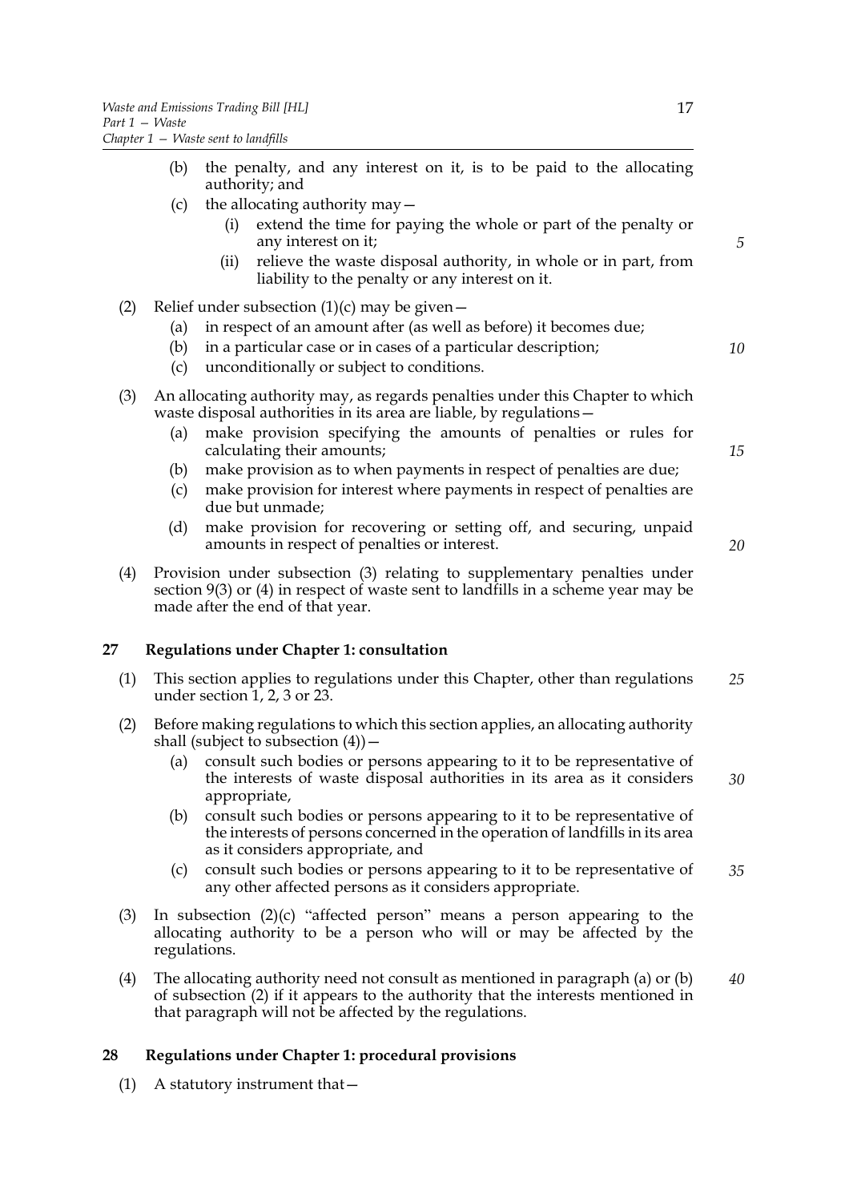(b) the penalty, and any interest on it, is to be paid to the allocating authority; and

(c) the allocating authority may—

  (i) extend the time for paying the whole or part of the penalty or any interest on it;

  (ii) relieve the waste disposal authority, in whole or in part, from liability to the penalty or any interest on it.

(2) Relief under subsection (1)(c) may be given—

  (a) in respect of an amount after (as well as before) it becomes due;

  (b) in a particular case or in cases of a particular description;

  (c) unconditionally or subject to conditions.

(3) An allocating authority may, as regards penalties under this Chapter to which waste disposal authorities in its area are liable, by regulations—

  (a) make provision specifying the amounts of penalties or rules for calculating their amounts;

  (b) make provision as to when payments in respect of penalties are due;

  (c) make provision for interest where payments in respect of penalties are due but unmade;

  (d) make provision for recovering or setting off, and securing, unpaid amounts in respect of penalties or interest.

(4) Provision under subsection (3) relating to supplementary penalties under section 9(3) or (4) in respect of waste sent to landfills in a scheme year may be made after the end of that year.

## 27 Regulations under Chapter 1: consultation

(1) This section applies to regulations under this Chapter, other than regulations under section 1, 2, 3 or 23.

(2) Before making regulations to which this section applies, an allocating authority shall (subject to subsection (4))—

  (a) consult such bodies or persons appearing to it to be representative of the interests of waste disposal authorities in its area as it considers appropriate,

  (b) consult such bodies or persons appearing to it to be representative of the interests of persons concerned in the operation of landfills in its area as it considers appropriate, and

  (c) consult such bodies or persons appearing to it to be representative of any other affected persons as it considers appropriate.

(3) In subsection (2)(c) "affected person" means a person appearing to the allocating authority to be a person who will or may be affected by the regulations.

(4) The allocating authority need not consult as mentioned in paragraph (a) or (b) of subsection (2) if it appears to the authority that the interests mentioned in that paragraph will not be affected by the regulations.

## 28 Regulations under Chapter 1: procedural provisions

(1) A statutory instrument that—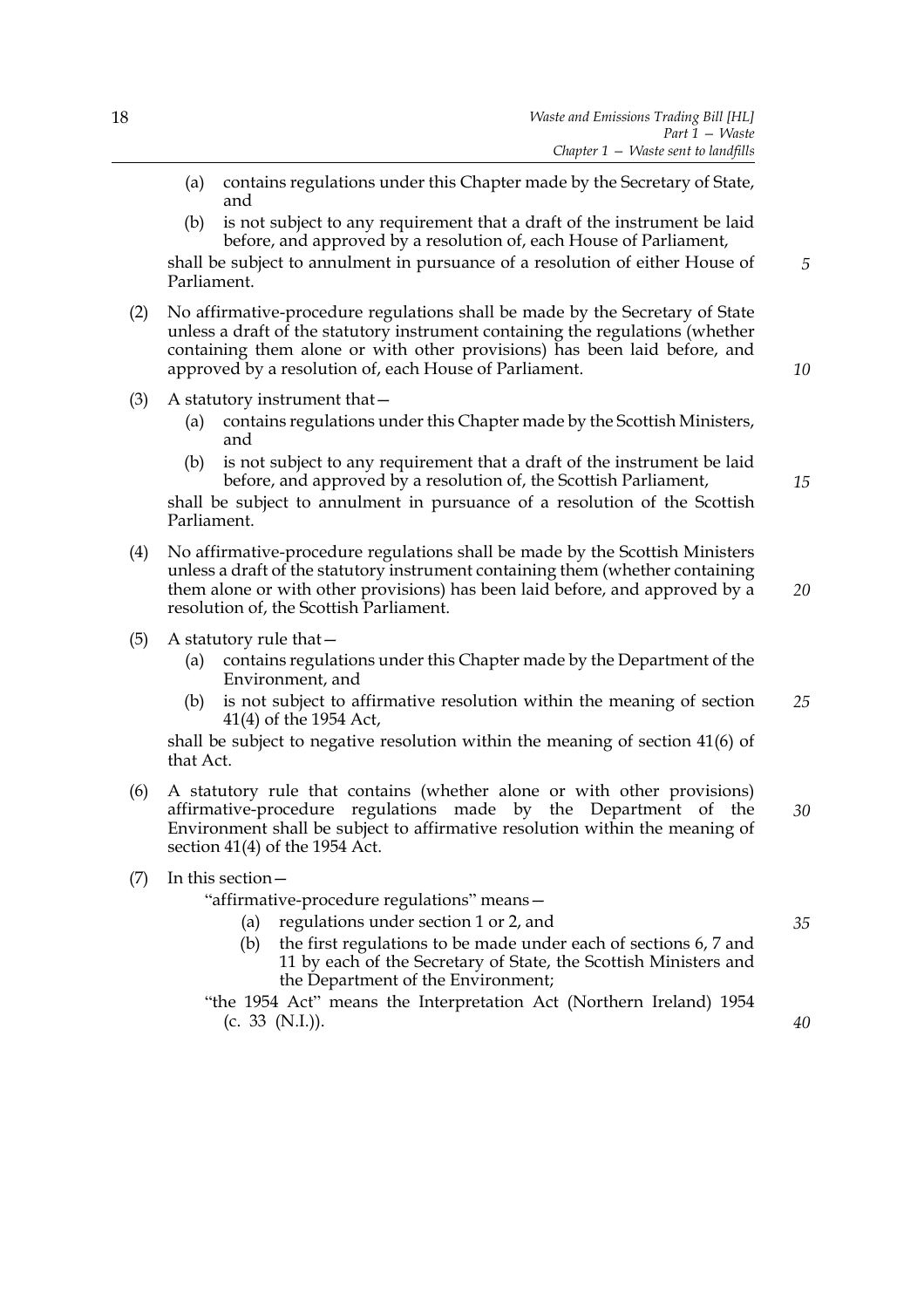(a) contains regulations under this Chapter made by the Secretary of State, and

(b) is not subject to any requirement that a draft of the instrument be laid before, and approved by a resolution of, each House of Parliament,

shall be subject to annulment in pursuance of a resolution of either House of Parliament.

(2) No affirmative-procedure regulations shall be made by the Secretary of State unless a draft of the statutory instrument containing the regulations (whether containing them alone or with other provisions) has been laid before, and approved by a resolution of, each House of Parliament.

(3) A statutory instrument that—

(a) contains regulations under this Chapter made by the Scottish Ministers, and

(b) is not subject to any requirement that a draft of the instrument be laid before, and approved by a resolution of, the Scottish Parliament,

shall be subject to annulment in pursuance of a resolution of the Scottish Parliament.

(4) No affirmative-procedure regulations shall be made by the Scottish Ministers unless a draft of the statutory instrument containing them (whether containing them alone or with other provisions) has been laid before, and approved by a resolution of, the Scottish Parliament.

(5) A statutory rule that—

(a) contains regulations under this Chapter made by the Department of the Environment, and

(b) is not subject to affirmative resolution within the meaning of section 41(4) of the 1954 Act,

shall be subject to negative resolution within the meaning of section 41(6) of that Act.

(6) A statutory rule that contains (whether alone or with other provisions) affirmative-procedure regulations made by the Department of the Environment shall be subject to affirmative resolution within the meaning of section 41(4) of the 1954 Act.

(7) In this section—

"affirmative-procedure regulations" means—

(a) regulations under section 1 or 2, and

(b) the first regulations to be made under each of sections 6, 7 and 11 by each of the Secretary of State, the Scottish Ministers and the Department of the Environment;

"the 1954 Act" means the Interpretation Act (Northern Ireland) 1954 (c. 33 (N.I.)).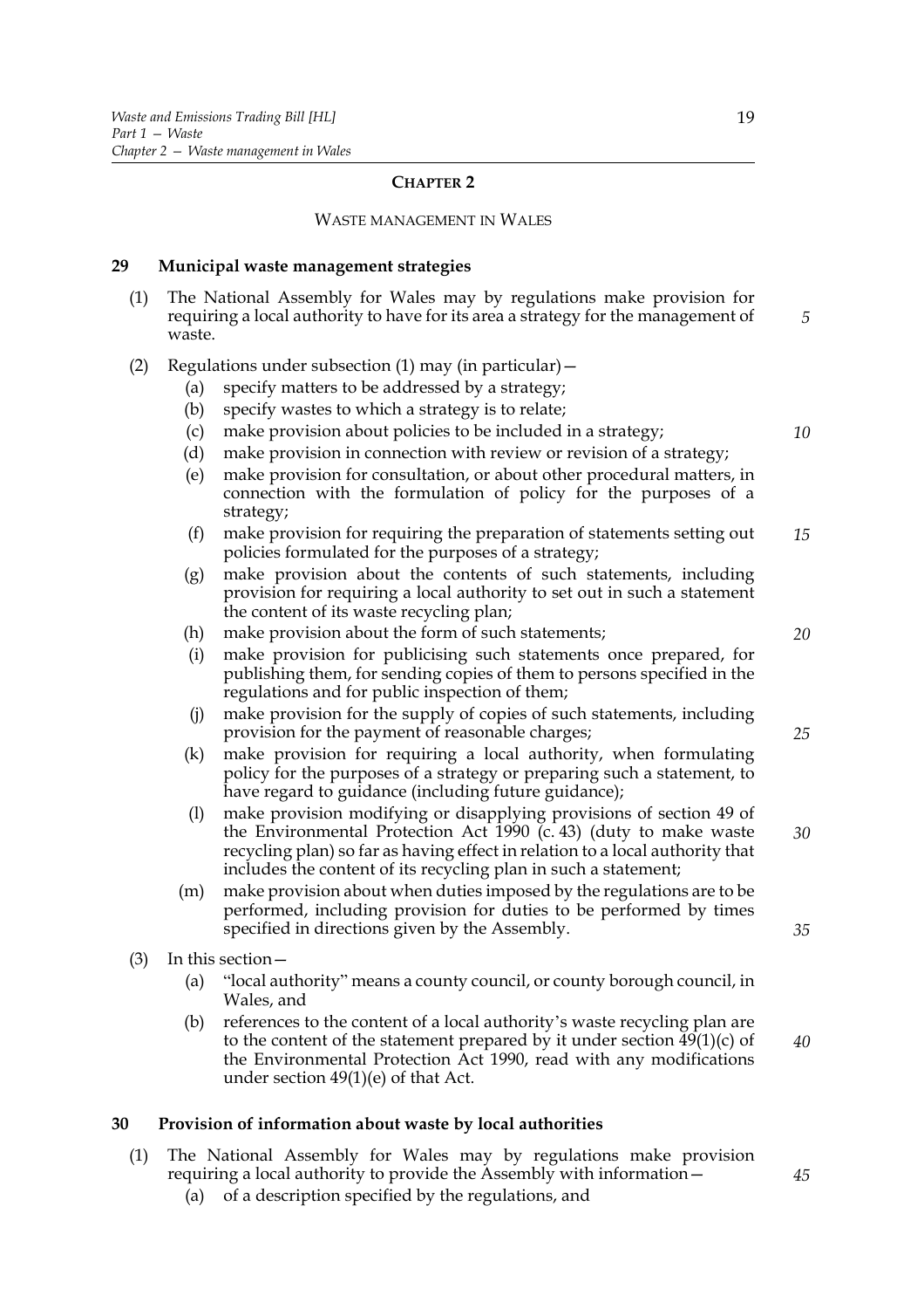## CHAPTER 2

### WASTE MANAGEMENT IN WALES

**29 Municipal waste management strategies**

(1) The National Assembly for Wales may by regulations make provision for requiring a local authority to have for its area a strategy for the management of waste.

(2) Regulations under subsection (1) may (in particular)—

- (a) specify matters to be addressed by a strategy;
- (b) specify wastes to which a strategy is to relate;
- (c) make provision about policies to be included in a strategy;
- (d) make provision in connection with review or revision of a strategy;
- (e) make provision for consultation, or about other procedural matters, in connection with the formulation of policy for the purposes of a strategy;
- (f) make provision for requiring the preparation of statements setting out policies formulated for the purposes of a strategy;
- (g) make provision about the contents of such statements, including provision for requiring a local authority to set out in such a statement the content of its waste recycling plan;
- (h) make provision about the form of such statements;
- (i) make provision for publicising such statements once prepared, for publishing them, for sending copies of them to persons specified in the regulations and for public inspection of them;
- (j) make provision for the supply of copies of such statements, including provision for the payment of reasonable charges;
- (k) make provision for requiring a local authority, when formulating policy for the purposes of a strategy or preparing such a statement, to have regard to guidance (including future guidance);
- (l) make provision modifying or disapplying provisions of section 49 of the Environmental Protection Act 1990 (c. 43) (duty to make waste recycling plan) so far as having effect in relation to a local authority that includes the content of its recycling plan in such a statement;
- (m) make provision about when duties imposed by the regulations are to be performed, including provision for duties to be performed by times specified in directions given by the Assembly.

(3) In this section—

- (a) "local authority" means a county council, or county borough council, in Wales, and
- (b) references to the content of a local authority's waste recycling plan are to the content of the statement prepared by it under section 49(1)(c) of the Environmental Protection Act 1990, read with any modifications under section 49(1)(e) of that Act.

**30 Provision of information about waste by local authorities**

(1) The National Assembly for Wales may by regulations make provision requiring a local authority to provide the Assembly with information—

- (a) of a description specified by the regulations, and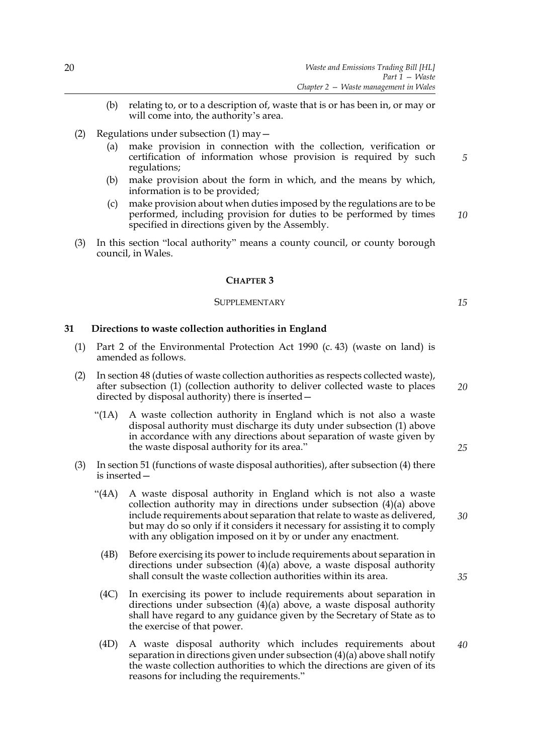(b) relating to, or to a description of, waste that is or has been in, or may or will come into, the authority's area.

(2) Regulations under subsection (1) may—

(a) make provision in connection with the collection, verification or certification of information whose provision is required by such regulations;

(b) make provision about the form in which, and the means by which, information is to be provided;

(c) make provision about when duties imposed by the regulations are to be performed, including provision for duties to be performed by times specified in directions given by the Assembly.

(3) In this section "local authority" means a county council, or county borough council, in Wales.

## CHAPTER 3

### SUPPLEMENTARY

### 31 Directions to waste collection authorities in England

(1) Part 2 of the Environmental Protection Act 1990 (c. 43) (waste on land) is amended as follows.

(2) In section 48 (duties of waste collection authorities as respects collected waste), after subsection (1) (collection authority to deliver collected waste to places directed by disposal authority) there is inserted—

"(1A) A waste collection authority in England which is not also a waste disposal authority must discharge its duty under subsection (1) above in accordance with any directions about separation of waste given by the waste disposal authority for its area."

(3) In section 51 (functions of waste disposal authorities), after subsection (4) there is inserted—

"(4A) A waste disposal authority in England which is not also a waste collection authority may in directions under subsection (4)(a) above include requirements about separation that relate to waste as delivered, but may do so only if it considers it necessary for assisting it to comply with any obligation imposed on it by or under any enactment.

(4B) Before exercising its power to include requirements about separation in directions under subsection (4)(a) above, a waste disposal authority shall consult the waste collection authorities within its area.

(4C) In exercising its power to include requirements about separation in directions under subsection (4)(a) above, a waste disposal authority shall have regard to any guidance given by the Secretary of State as to the exercise of that power.

(4D) A waste disposal authority which includes requirements about separation in directions given under subsection (4)(a) above shall notify the waste collection authorities to which the directions are given of its reasons for including the requirements."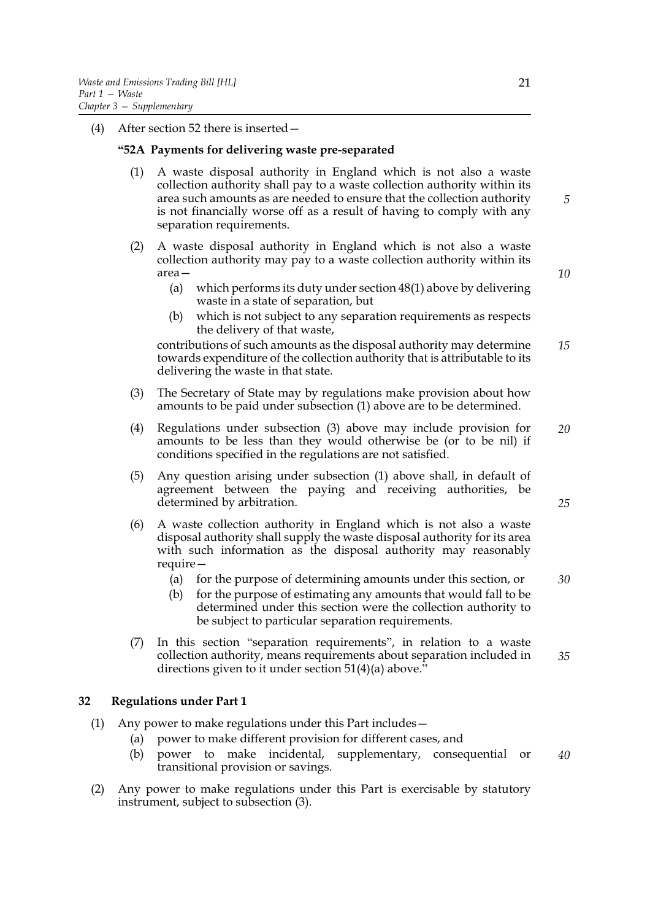(4) After section 52 there is inserted—

**"52A Payments for delivering waste pre-separated**

(1) A waste disposal authority in England which is not also a waste collection authority shall pay to a waste collection authority within its area such amounts as are needed to ensure that the collection authority is not financially worse off as a result of having to comply with any separation requirements.

(2) A waste disposal authority in England which is not also a waste collection authority may pay to a waste collection authority within its area—

(a) which performs its duty under section 48(1) above by delivering waste in a state of separation, but

(b) which is not subject to any separation requirements as respects the delivery of that waste,

contributions of such amounts as the disposal authority may determine towards expenditure of the collection authority that is attributable to its delivering the waste in that state.

(3) The Secretary of State may by regulations make provision about how amounts to be paid under subsection (1) above are to be determined.

(4) Regulations under subsection (3) above may include provision for amounts to be less than they would otherwise be (or to be nil) if conditions specified in the regulations are not satisfied.

(5) Any question arising under subsection (1) above shall, in default of agreement between the paying and receiving authorities, be determined by arbitration.

(6) A waste collection authority in England which is not also a waste disposal authority shall supply the waste disposal authority for its area with such information as the disposal authority may reasonably require—

(a) for the purpose of determining amounts under this section, or

(b) for the purpose of estimating any amounts that would fall to be determined under this section were the collection authority to be subject to particular separation requirements.

(7) In this section "separation requirements", in relation to a waste collection authority, means requirements about separation included in directions given to it under section 51(4)(a) above."

## 32 Regulations under Part 1

(1) Any power to make regulations under this Part includes—

(a) power to make different provision for different cases, and

(b) power to make incidental, supplementary, consequential or transitional provision or savings.

(2) Any power to make regulations under this Part is exercisable by statutory instrument, subject to subsection (3).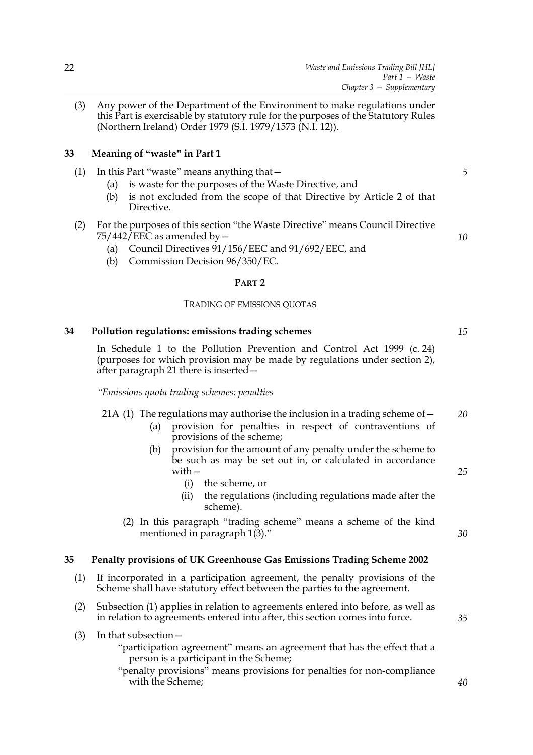(3) Any power of the Department of the Environment to make regulations under this Part is exercisable by statutory rule for the purposes of the Statutory Rules (Northern Ireland) Order 1979 (S.I. 1979/1573 (N.I. 12)).

### 33 Meaning of "waste" in Part 1

(1) In this Part "waste" means anything that—

- (a) is waste for the purposes of the Waste Directive, and
- (b) is not excluded from the scope of that Directive by Article 2 of that Directive.

(2) For the purposes of this section "the Waste Directive" means Council Directive 75/442/EEC as amended by—

- (a) Council Directives 91/156/EEC and 91/692/EEC, and
- (b) Commission Decision 96/350/EC.

## PART 2

## TRADING OF EMISSIONS QUOTAS

### 34 Pollution regulations: emissions trading schemes

In Schedule 1 to the Pollution Prevention and Control Act 1999 (c. 24) (purposes for which provision may be made by regulations under section 2), after paragraph 21 there is inserted—

*"Emissions quota trading schemes: penalties*

21A (1) The regulations may authorise the inclusion in a trading scheme of—

- (a) provision for penalties in respect of contraventions of provisions of the scheme;
- (b) provision for the amount of any penalty under the scheme to be such as may be set out in, or calculated in accordance with—
  - (i) the scheme, or
  - (ii) the regulations (including regulations made after the scheme).

(2) In this paragraph "trading scheme" means a scheme of the kind mentioned in paragraph 1(3)."

### 35 Penalty provisions of UK Greenhouse Gas Emissions Trading Scheme 2002

(1) If incorporated in a participation agreement, the penalty provisions of the Scheme shall have statutory effect between the parties to the agreement.

(2) Subsection (1) applies in relation to agreements entered into before, as well as in relation to agreements entered into after, this section comes into force.

(3) In that subsection—

"participation agreement" means an agreement that has the effect that a person is a participant in the Scheme;

"penalty provisions" means provisions for penalties for non-compliance with the Scheme;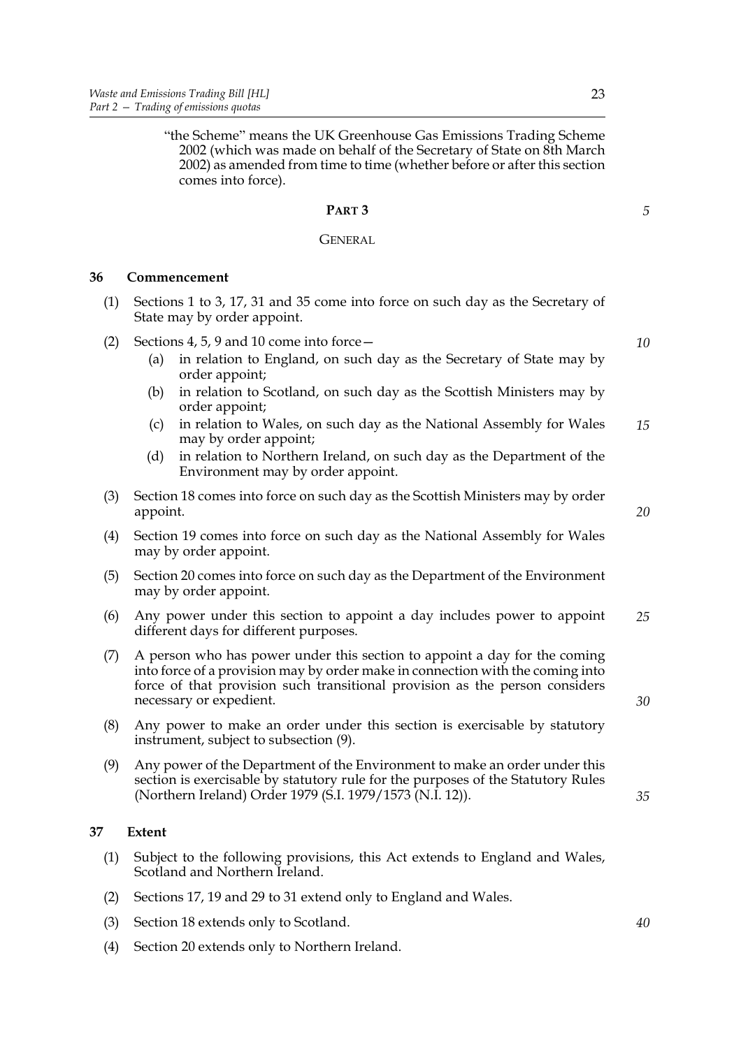"the Scheme" means the UK Greenhouse Gas Emissions Trading Scheme 2002 (which was made on behalf of the Secretary of State on 8th March 2002) as amended from time to time (whether before or after this section comes into force).

# PART 3

# GENERAL

## 36 Commencement

(1) Sections 1 to 3, 17, 31 and 35 come into force on such day as the Secretary of State may by order appoint.

(2) Sections 4, 5, 9 and 10 come into force—

(a) in relation to England, on such day as the Secretary of State may by order appoint;

(b) in relation to Scotland, on such day as the Scottish Ministers may by order appoint;

(c) in relation to Wales, on such day as the National Assembly for Wales may by order appoint;

(d) in relation to Northern Ireland, on such day as the Department of the Environment may by order appoint.

(3) Section 18 comes into force on such day as the Scottish Ministers may by order appoint.

(4) Section 19 comes into force on such day as the National Assembly for Wales may by order appoint.

(5) Section 20 comes into force on such day as the Department of the Environment may by order appoint.

(6) Any power under this section to appoint a day includes power to appoint different days for different purposes.

(7) A person who has power under this section to appoint a day for the coming into force of a provision may by order make in connection with the coming into force of that provision such transitional provision as the person considers necessary or expedient.

(8) Any power to make an order under this section is exercisable by statutory instrument, subject to subsection (9).

(9) Any power of the Department of the Environment to make an order under this section is exercisable by statutory rule for the purposes of the Statutory Rules (Northern Ireland) Order 1979 (S.I. 1979/1573 (N.I. 12)).

## 37 Extent

(1) Subject to the following provisions, this Act extends to England and Wales, Scotland and Northern Ireland.

(2) Sections 17, 19 and 29 to 31 extend only to England and Wales.

(3) Section 18 extends only to Scotland.

(4) Section 20 extends only to Northern Ireland.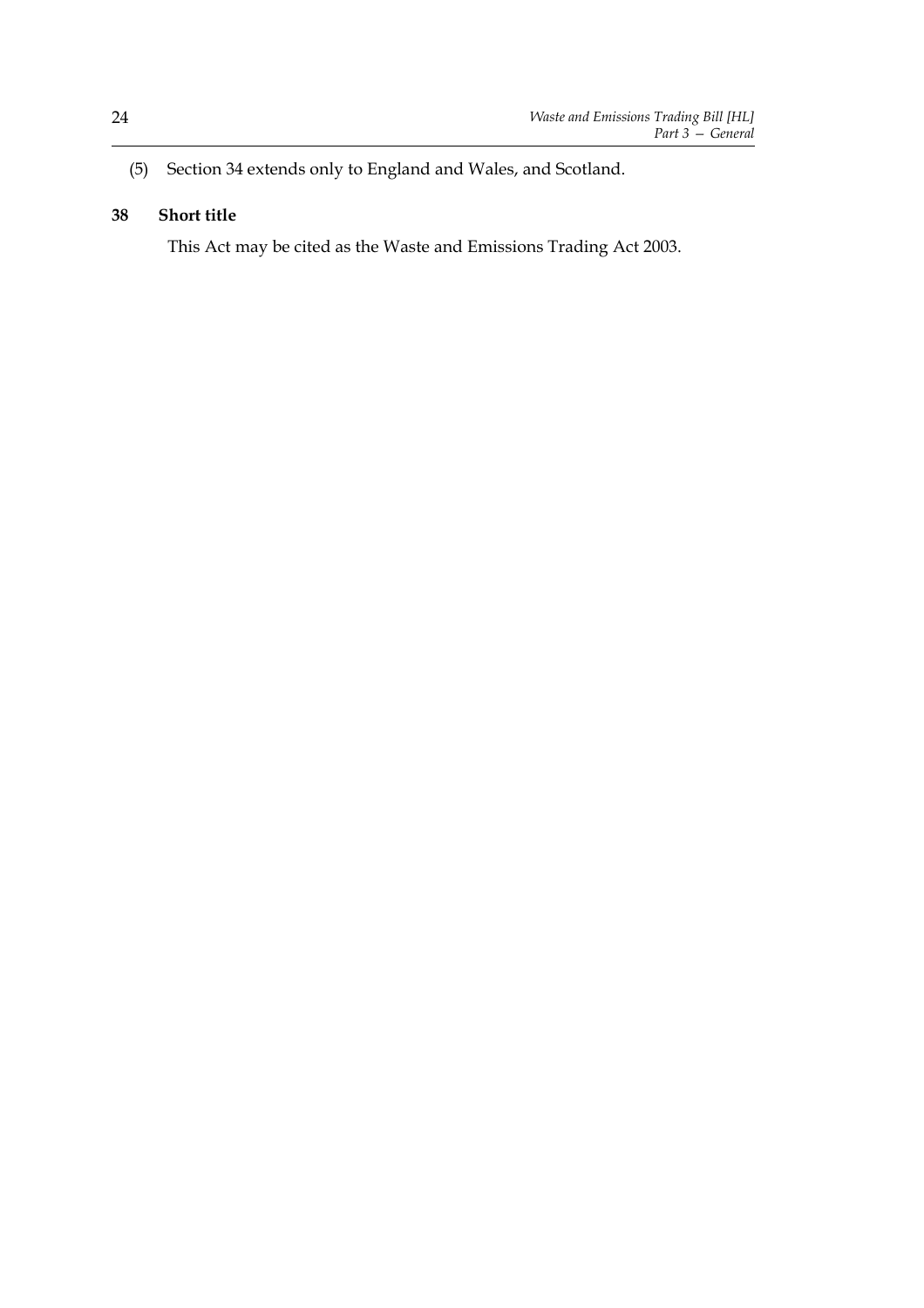(5) Section 34 extends only to England and Wales, and Scotland.

**38 Short title**

This Act may be cited as the Waste and Emissions Trading Act 2003.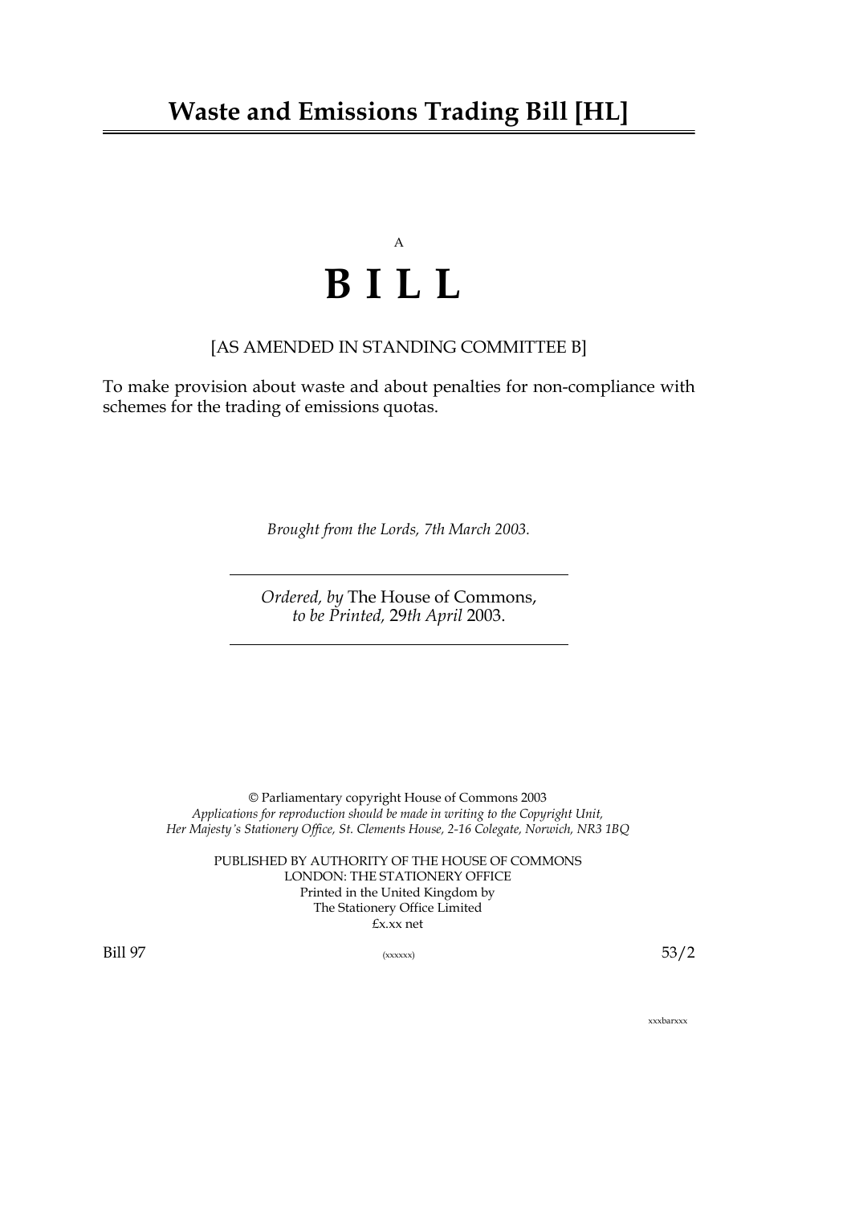# Waste and Emissions Trading Bill [HL]

A

# B I L L

[AS AMENDED IN STANDING COMMITTEE B]

To make provision about waste and about penalties for non-compliance with schemes for the trading of emissions quotas.

*Brought from the Lords, 7th March 2003.*

---

*Ordered, by* The House of Commons, *to be Printed,* 29*th April* 2003.

---

© Parliamentary copyright House of Commons 2003
*Applications for reproduction should be made in writing to the Copyright Unit, Her Majesty's Stationery Office, St. Clements House, 2-16 Colegate, Norwich, NR3 1BQ*

PUBLISHED BY AUTHORITY OF THE HOUSE OF COMMONS
LONDON: THE STATIONERY OFFICE
Printed in the United Kingdom by
The Stationery Office Limited
£x.xx net

Bill 97 (xxxxxx) 53/2

xxxbarxxx